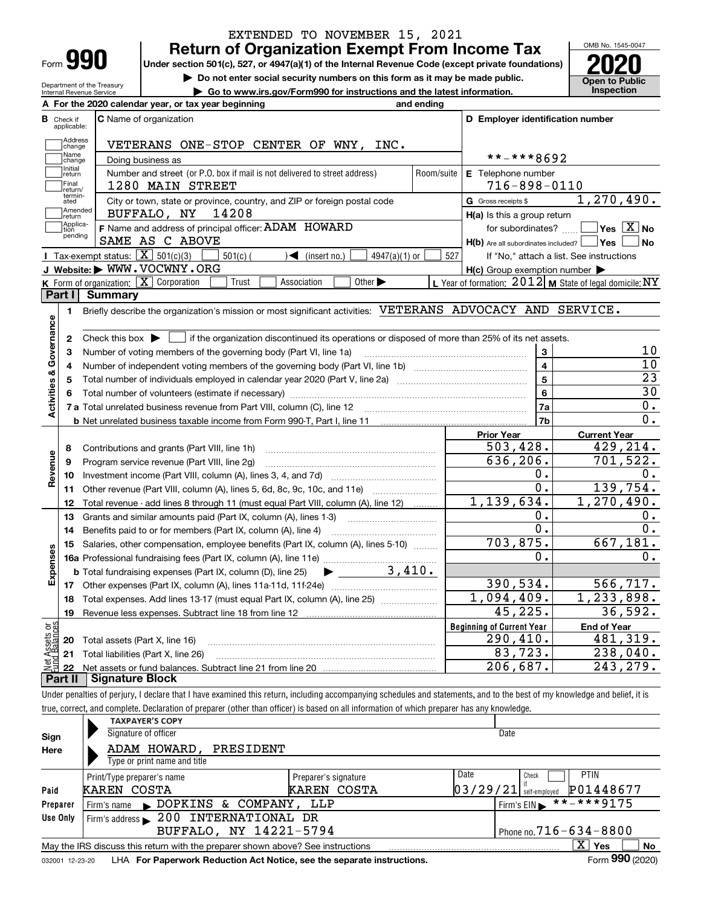EXTENDED TO NOVEMBER 15, 2021

# Form 990 — Return of Organization Exempt From Income Tax — 2020

Under section 501(c), 527, or 4947(a)(1) of the Internal Revenue Code (except private foundations)

▶ Do not enter social security numbers on this form as it may be made public.

▶ Go to www.irs.gov/Form990 for instructions and the latest information.

Department of the Treasury
Internal Revenue Service

OMB No. 1545-0047

**Open to Public Inspection**

**A** For the 2020 calendar year, or tax year beginning and ending

**B** Check if applicable: Address change, Name change, Initial return, Final return/terminated, Amended return, Application pending

**C** Name of organization: VETERANS ONE-STOP CENTER OF WNY, INC.

Doing business as

Number and street (or P.O. box if mail is not delivered to street address): 1280 MAIN STREET — Room/suite

City or town, state or province, country, and ZIP or foreign postal code: BUFFALO, NY 14208

**D** Employer identification number: **-***8692

**E** Telephone number: 716-898-0110

**G** Gross receipts $ 1,270,490.

**F** Name and address of principal officer: ADAM HOWARD
SAME AS C ABOVE

**H(a)** Is this a group return for subordinates? Yes [ ] No [X]

**H(b)** Are all subordinates included? Yes [ ] No [ ]
If "No," attach a list. See instructions

**H(c)** Group exemption number ▶

**I** Tax-exempt status: [X] 501(c)(3) [ ] 501(c) ( ) ◀ (insert no.) [ ] 4947(a)(1) or [ ] 527

**J** Website: ▶ WWW.VOCWNY.ORG

**K** Form of organization: [X] Corporation [ ] Trust [ ] Association [ ] Other ▶

**L** Year of formation: 2012 **M** State of legal domicile: NY

## Part I Summary

**Activities & Governance**

1. Briefly describe the organization's mission or most significant activities: VETERANS ADVOCACY AND SERVICE.
2. Check this box ▶ [ ] if the organization discontinued its operations or disposed of more than 25% of its net assets.

| Line | Description | | Value |
|---|---|---|---|
| 3 | Number of voting members of the governing body (Part VI, line 1a) | 3 | 10 |
| 4 | Number of independent voting members of the governing body (Part VI, line 1b) | 4 | 10 |
| 5 | Total number of individuals employed in calendar year 2020 (Part V, line 2a) | 5 | 23 |
| 6 | Total number of volunteers (estimate if necessary) | 6 | 30 |
| 7a | Total unrelated business revenue from Part VIII, column (C), line 12 | 7a | 0. |
| 7b | Net unrelated business taxable income from Form 990-T, Part I, line 11 | 7b | 0. |

| Line | Description | Prior Year | Current Year |
|---|---|---|---|
| | **Revenue** | | |
| 8 | Contributions and grants (Part VIII, line 1h) | 503,428. | 429,214. |
| 9 | Program service revenue (Part VIII, line 2g) | 636,206. | 701,522. |
| 10 | Investment income (Part VIII, column (A), lines 3, 4, and 7d) | 0. | 0. |
| 11 | Other revenue (Part VIII, column (A), lines 5, 6d, 8c, 9c, 10c, and 11e) | 0. | 139,754. |
| 12 | Total revenue - add lines 8 through 11 (must equal Part VIII, column (A), line 12) | 1,139,634. | 1,270,490. |
| | **Expenses** | | |
| 13 | Grants and similar amounts paid (Part IX, column (A), lines 1-3) | 0. | 0. |
| 14 | Benefits paid to or for members (Part IX, column (A), line 4) | 0. | 0. |
| 15 | Salaries, other compensation, employee benefits (Part IX, column (A), lines 5-10) | 703,875. | 667,181. |
| 16a | Professional fundraising fees (Part IX, column (A), line 11e) | 0. | 0. |
| b | Total fundraising expenses (Part IX, column (D), line 25) ▶ 3,410. | | |
| 17 | Other expenses (Part IX, column (A), lines 11a-11d, 11f-24e) | 390,534. | 566,717. |
| 18 | Total expenses. Add lines 13-17 (must equal Part IX, column (A), line 25) | 1,094,409. | 1,233,898. |
| 19 | Revenue less expenses. Subtract line 18 from line 12 | 45,225. | 36,592. |
| | **Net Assets or Fund Balances** | **Beginning of Current Year** | **End of Year** |
| 20 | Total assets (Part X, line 16) | 290,410. | 481,319. |
| 21 | Total liabilities (Part X, line 26) | 83,723. | 238,040. |
| 22 | Net assets or fund balances. Subtract line 21 from line 20 | 206,687. | 243,279. |

## Part II Signature Block

Under penalties of perjury, I declare that I have examined this return, including accompanying schedules and statements, and to the best of my knowledge and belief, it is true, correct, and complete. Declaration of preparer (other than officer) is based on all information of which preparer has any knowledge.

**Sign Here**

TAXPAYER'S COPY

Signature of officer — Date

ADAM HOWARD, PRESIDENT
Type or print name and title

**Paid Preparer Use Only**

| Print/Type preparer's name | Preparer's signature | Date | Check if self-employed | PTIN |
|---|---|---|---|---|
| KAREN COSTA | KAREN COSTA | 03/29/21 | [ ] | P01448677 |

Firm's name ▶ DOPKINS & COMPANY, LLP — Firm's EIN ▶ **-***9175

Firm's address ▶ 200 INTERNATIONAL DR, BUFFALO, NY 14221-5794 — Phone no. 716-634-8800

May the IRS discuss this return with the preparer shown above? See instructions [X] Yes [ ] No

032001 12-23-20 LHA For Paperwork Reduction Act Notice, see the separate instructions. Form **990** (2020)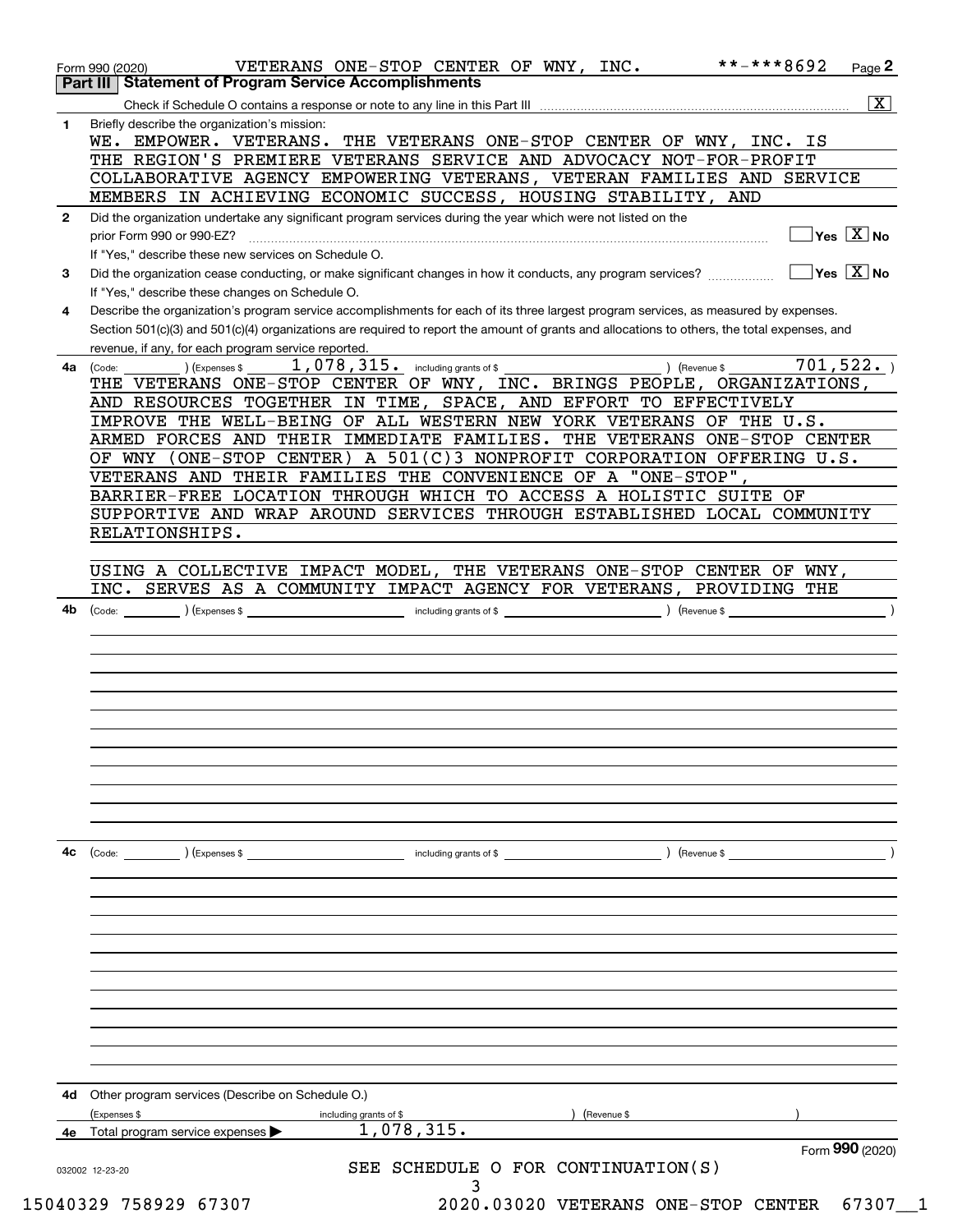Form 990 (2020) VETERANS ONE-STOP CENTER OF WNY, INC. **-***8692 Page 2

## Part III Statement of Program Service Accomplishments

Check if Schedule O contains a response or note to any line in this Part III ..... [X]

**1** Briefly describe the organization's mission:

WE. EMPOWER. VETERANS. THE VETERANS ONE-STOP CENTER OF WNY, INC. IS THE REGION'S PREMIERE VETERANS SERVICE AND ADVOCACY NOT-FOR-PROFIT COLLABORATIVE AGENCY EMPOWERING VETERANS, VETERAN FAMILIES AND SERVICE MEMBERS IN ACHIEVING ECONOMIC SUCCESS, HOUSING STABILITY, AND

**2** Did the organization undertake any significant program services during the year which were not listed on the prior Form 990 or 990-EZ? ..... [ ] Yes [X] No

If "Yes," describe these new services on Schedule O.

**3** Did the organization cease conducting, or make significant changes in how it conducts, any program services? ..... [ ] Yes [X] No

If "Yes," describe these changes on Schedule O.

**4** Describe the organization's program service accomplishments for each of its three largest program services, as measured by expenses. Section 501(c)(3) and 501(c)(4) organizations are required to report the amount of grants and allocations to others, the total expenses, and revenue, if any, for each program service reported.

**4a** (Code: ) (Expenses $ 1,078,315. including grants of $ ) (Revenue $ 701,522. )

THE VETERANS ONE-STOP CENTER OF WNY, INC. BRINGS PEOPLE, ORGANIZATIONS, AND RESOURCES TOGETHER IN TIME, SPACE, AND EFFORT TO EFFECTIVELY IMPROVE THE WELL-BEING OF ALL WESTERN NEW YORK VETERANS OF THE U.S. ARMED FORCES AND THEIR IMMEDIATE FAMILIES. THE VETERANS ONE-STOP CENTER OF WNY (ONE-STOP CENTER) A 501(C)3 NONPROFIT CORPORATION OFFERING U.S. VETERANS AND THEIR FAMILIES THE CONVENIENCE OF A "ONE-STOP", BARRIER-FREE LOCATION THROUGH WHICH TO ACCESS A HOLISTIC SUITE OF SUPPORTIVE AND WRAP AROUND SERVICES THROUGH ESTABLISHED LOCAL COMMUNITY RELATIONSHIPS.

USING A COLLECTIVE IMPACT MODEL, THE VETERANS ONE-STOP CENTER OF WNY, INC. SERVES AS A COMMUNITY IMPACT AGENCY FOR VETERANS, PROVIDING THE

**4b** (Code: ) (Expenses $ including grants of $ ) (Revenue $ )

**4c** (Code: ) (Expenses $ including grants of $ ) (Revenue $ )

**4d** Other program services (Describe on Schedule O.)

(Expenses $ including grants of $ ) (Revenue $ )

**4e** Total program services expenses ▶ 1,078,315.

Form **990** (2020)

032002 12-23-20

SEE SCHEDULE O FOR CONTINUATION(S)

15040329 758929 67307 2020.03020 VETERANS ONE-STOP CENTER 67307__1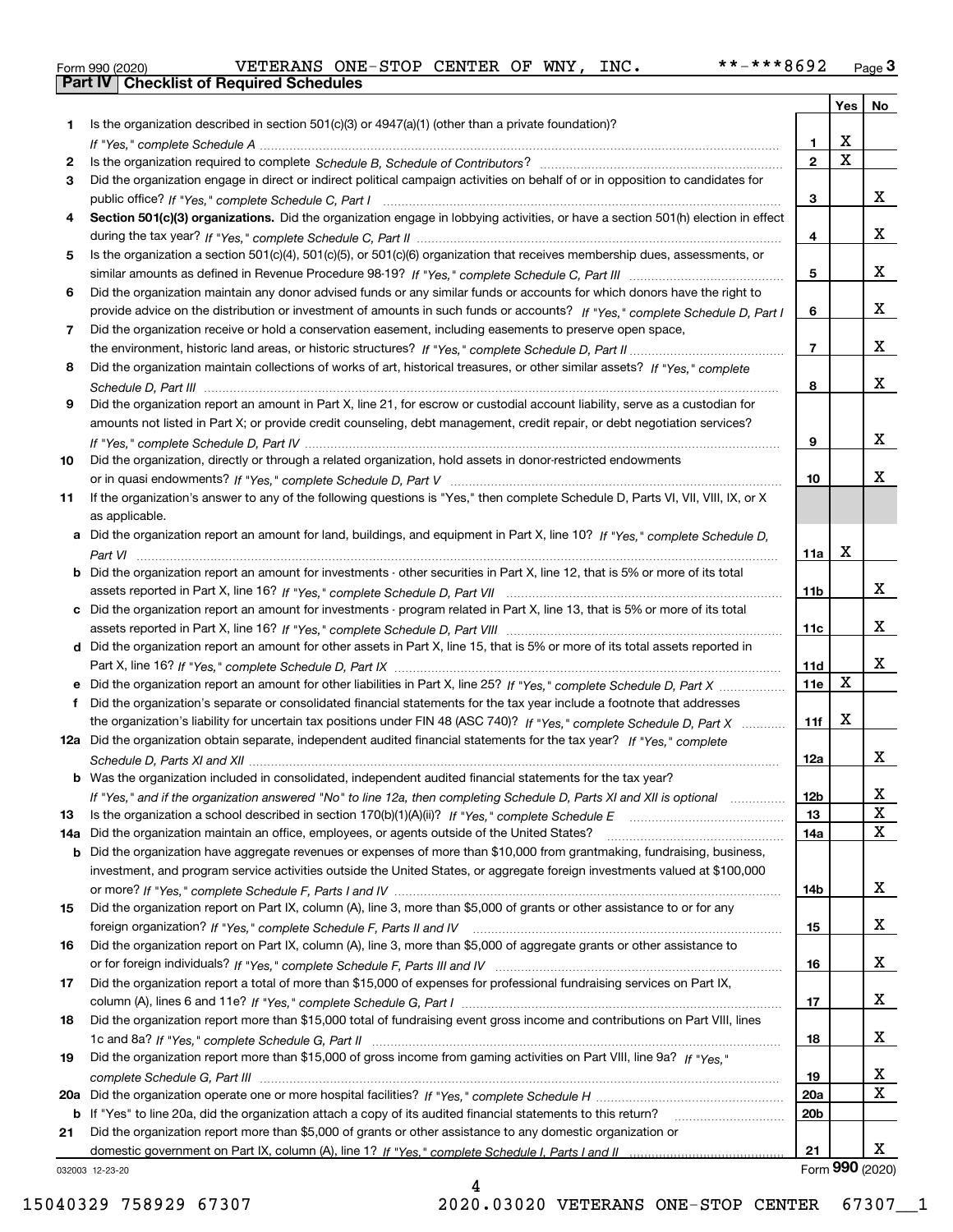Form 990 (2020) VETERANS ONE-STOP CENTER OF WNY, INC. **-***8692 Page 3

## Part IV Checklist of Required Schedules

| | | | Yes | No |
|---|---|---|---|---|
| 1 | Is the organization described in section 501(c)(3) or 4947(a)(1) (other than a private foundation)? *If "Yes," complete Schedule A* | 1 | X | |
| 2 | Is the organization required to complete *Schedule B, Schedule of Contributors*? | 2 | X | |
| 3 | Did the organization engage in direct or indirect political campaign activities on behalf of or in opposition to candidates for public office? *If "Yes," complete Schedule C, Part I* | 3 | | X |
| 4 | **Section 501(c)(3) organizations.** Did the organization engage in lobbying activities, or have a section 501(h) election in effect during the tax year? *If "Yes," complete Schedule C, Part II* | 4 | | X |
| 5 | Is the organization a section 501(c)(4), 501(c)(5), or 501(c)(6) organization that receives membership dues, assessments, or similar amounts as defined in Revenue Procedure 98-19? *If "Yes," complete Schedule C, Part III* | 5 | | X |
| 6 | Did the organization maintain any donor advised funds or any similar funds or accounts for which donors have the right to provide advice on the distribution or investment of amounts in such funds or accounts? *If "Yes," complete Schedule D, Part I* | 6 | | X |
| 7 | Did the organization receive or hold a conservation easement, including easements to preserve open space, the environment, historic land areas, or historic structures? *If "Yes," complete Schedule D, Part II* | 7 | | X |
| 8 | Did the organization maintain collections of works of art, historical treasures, or other similar assets? *If "Yes," complete Schedule D, Part III* | 8 | | X |
| 9 | Did the organization report an amount in Part X, line 21, for escrow or custodial account liability, serve as a custodian for amounts not listed in Part X; or provide credit counseling, debt management, credit repair, or debt negotiation services? *If "Yes," complete Schedule D, Part IV* | 9 | | X |
| 10 | Did the organization, directly or through a related organization, hold assets in donor-restricted endowments or in quasi endowments? *If "Yes," complete Schedule D, Part V* | 10 | | X |
| 11 | If the organization's answer to any of the following questions is "Yes," then complete Schedule D, Parts VI, VII, VIII, IX, or X as applicable. | | | |
| a | Did the organization report an amount for land, buildings, and equipment in Part X, line 10? *If "Yes," complete Schedule D, Part VI* | 11a | X | |
| b | Did the organization report an amount for investments - other securities in Part X, line 12, that is 5% or more of its total assets reported in Part X, line 16? *If "Yes," complete Schedule D, Part VII* | 11b | | X |
| c | Did the organization report an amount for investments - program related in Part X, line 13, that is 5% or more of its total assets reported in Part X, line 16? *If "Yes," complete Schedule D, Part VIII* | 11c | | X |
| d | Did the organization report an amount for other assets in Part X, line 15, that is 5% or more of its total assets reported in Part X, line 16? *If "Yes," complete Schedule D, Part IX* | 11d | | X |
| e | Did the organization report an amount for other liabilities in Part X, line 25? *If "Yes," complete Schedule D, Part X* | 11e | X | |
| f | Did the organization's separate or consolidated financial statements for the tax year include a footnote that addresses the organization's liability for uncertain tax positions under FIN 48 (ASC 740)? *If "Yes," complete Schedule D, Part X* | 11f | X | |
| 12a | Did the organization obtain separate, independent audited financial statements for the tax year? *If "Yes," complete Schedule D, Parts XI and XII* | 12a | | X |
| b | Was the organization included in consolidated, independent audited financial statements for the tax year? *If "Yes," and if the organization answered "No" to line 12a, then completing Schedule D, Parts XI and XII is optional* | 12b | | X |
| 13 | Is the organization a school described in section 170(b)(1)(A)(ii)? *If "Yes," complete Schedule E* | 13 | | X |
| 14a | Did the organization maintain an office, employees, or agents outside of the United States? | 14a | | X |
| b | Did the organization have aggregate revenues or expenses of more than $10,000 from grantmaking, fundraising, business, investment, and program service activities outside the United States, or aggregate foreign investments valued at $100,000 or more? *If "Yes," complete Schedule F, Parts I and IV* | 14b | | X |
| 15 | Did the organization report on Part IX, column (A), line 3, more than $5,000 of grants or other assistance to or for any foreign organization? *If "Yes," complete Schedule F, Parts II and IV* | 15 | | X |
| 16 | Did the organization report on Part IX, column (A), line 3, more than $5,000 of aggregate grants or other assistance to or for foreign individuals? *If "Yes," complete Schedule F, Parts III and IV* | 16 | | X |
| 17 | Did the organization report a total of more than $15,000 of expenses for professional fundraising services on Part IX, column (A), lines 6 and 11e? *If "Yes," complete Schedule G, Part I* | 17 | | X |
| 18 | Did the organization report more than $15,000 total of fundraising event gross income and contributions on Part VIII, lines 1c and 8a? *If "Yes," complete Schedule G, Part II* | 18 | | X |
| 19 | Did the organization report more than $15,000 of gross income from gaming activities on Part VIII, line 9a? *If "Yes," complete Schedule G, Part III* | 19 | | X |
| 20a | Did the organization operate one or more hospital facilities? *If "Yes," complete Schedule H* | 20a | | X |
| b | If "Yes" to line 20a, did the organization attach a copy of its audited financial statements to this return? | 20b | | |
| 21 | Did the organization report more than $5,000 of grants or other assistance to any domestic organization or domestic government on Part IX, column (A), line 1? *If "Yes," complete Schedule I, Parts I and II* | 21 | | X |

032003 12-23-20 Form 990 (2020)

15040329 758929 67307 2020.03020 VETERANS ONE-STOP CENTER 67307__1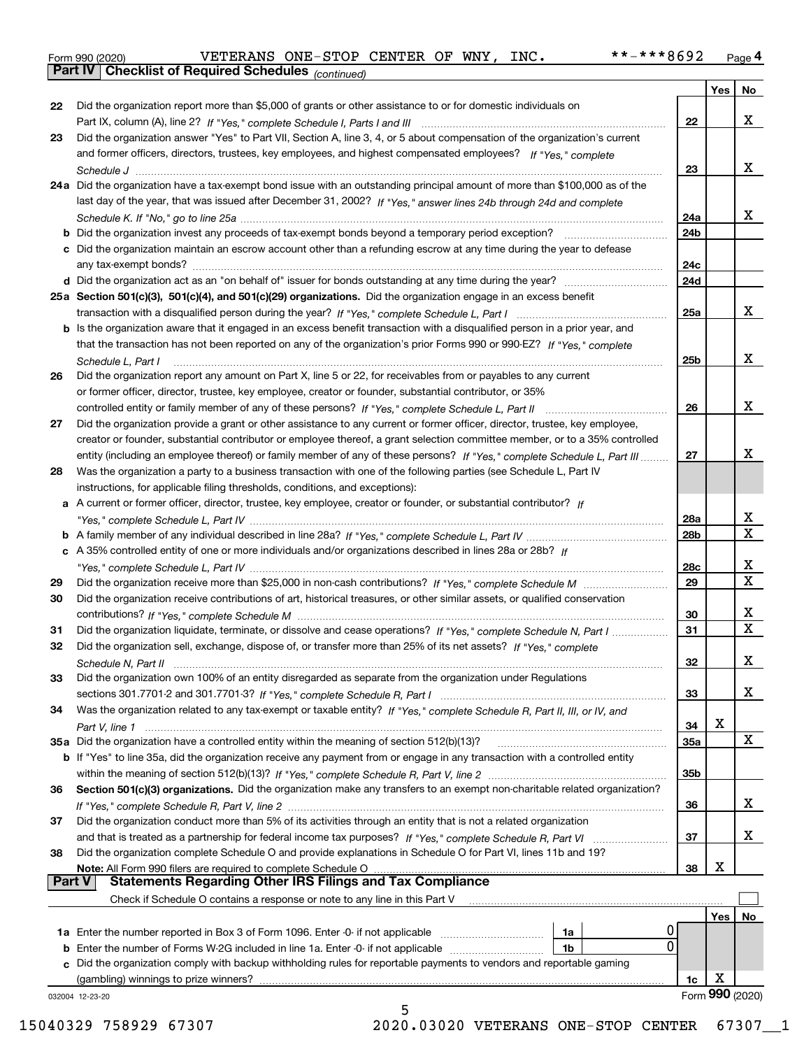Form 990 (2020) VETERANS ONE-STOP CENTER OF WNY, INC. **-***8692 Page 4

**Part IV Checklist of Required Schedules** *(continued)*

| | | | Yes | No |
|---|---|---|---|---|
| 22 | Did the organization report more than $5,000 of grants or other assistance to or for domestic individuals on Part IX, column (A), line 2? *If "Yes," complete Schedule I, Parts I and III* | 22 | | X |
| 23 | Did the organization answer "Yes" to Part VII, Section A, line 3, 4, or 5 about compensation of the organization's current and former officers, directors, trustees, key employees, and highest compensated employees? *If "Yes," complete Schedule J* | 23 | | X |
| 24a | Did the organization have a tax-exempt bond issue with an outstanding principal amount of more than $100,000 as of the last day of the year, that was issued after December 31, 2002? *If "Yes," answer lines 24b through 24d and complete Schedule K. If "No," go to line 25a* | 24a | | X |
| b | Did the organization invest any proceeds of tax-exempt bonds beyond a temporary period exception? | 24b | | |
| c | Did the organization maintain an escrow account other than a refunding escrow at any time during the year to defease any tax-exempt bonds? | 24c | | |
| d | Did the organization act as an "on behalf of" issuer for bonds outstanding at any time during the year? | 24d | | |
| 25a | **Section 501(c)(3), 501(c)(4), and 501(c)(29) organizations.** Did the organization engage in an excess benefit transaction with a disqualified person during the year? *If "Yes," complete Schedule L, Part I* | 25a | | X |
| b | Is the organization aware that it engaged in an excess benefit transaction with a disqualified person in a prior year, and that the transaction has not been reported on any of the organization's prior Forms 990 or 990-EZ? *If "Yes," complete Schedule L, Part I* | 25b | | X |
| 26 | Did the organization report any amount on Part X, line 5 or 22, for receivables from or payables to any current or former officer, director, trustee, key employee, creator or founder, substantial contributor, or 35% controlled entity or family member of any of these persons? *If "Yes," complete Schedule L, Part II* | 26 | | X |
| 27 | Did the organization provide a grant or other assistance to any current or former officer, director, trustee, key employee, creator or founder, substantial contributor or employee thereof, a grant selection committee member, or to a 35% controlled entity (including an employee thereof) or family member of any of these persons? *If "Yes," complete Schedule L, Part III* | 27 | | X |
| 28 | Was the organization a party to a business transaction with one of the following parties (see Schedule L, Part IV instructions, for applicable filing thresholds, conditions, and exceptions): | | | |
| a | A current or former officer, director, trustee, key employee, creator or founder, or substantial contributor? *If "Yes," complete Schedule L, Part IV* | 28a | | X |
| b | A family member of any individual described in line 28a? *If "Yes," complete Schedule L, Part IV* | 28b | | X |
| c | A 35% controlled entity of one or more individuals and/or organizations described in lines 28a or 28b? *If "Yes," complete Schedule L, Part IV* | 28c | | X |
| 29 | Did the organization receive more than $25,000 in non-cash contributions? *If "Yes," complete Schedule M* | 29 | | X |
| 30 | Did the organization receive contributions of art, historical treasures, or other similar assets, or qualified conservation contributions? *If "Yes," complete Schedule M* | 30 | | X |
| 31 | Did the organization liquidate, terminate, or dissolve and cease operations? *If "Yes," complete Schedule N, Part I* | 31 | | X |
| 32 | Did the organization sell, exchange, dispose of, or transfer more than 25% of its net assets? *If "Yes," complete Schedule N, Part II* | 32 | | X |
| 33 | Did the organization own 100% of an entity disregarded as separate from the organization under Regulations sections 301.7701-2 and 301.7701-3? *If "Yes," complete Schedule R, Part I* | 33 | | X |
| 34 | Was the organization related to any tax-exempt or taxable entity? *If "Yes," complete Schedule R, Part II, III, or IV, and Part V, line 1* | 34 | X | |
| 35a | Did the organization have a controlled entity within the meaning of section 512(b)(13)? | 35a | | X |
| b | If "Yes" to line 35a, did the organization receive any payment from or engage in any transaction with a controlled entity within the meaning of section 512(b)(13)? *If "Yes," complete Schedule R, Part V, line 2* | 35b | | |
| 36 | **Section 501(c)(3) organizations.** Did the organization make any transfers to an exempt non-charitable related organization? *If "Yes," complete Schedule R, Part V, line 2* | 36 | | X |
| 37 | Did the organization conduct more than 5% of its activities through an entity that is not a related organization and that is treated as a partnership for federal income tax purposes? *If "Yes," complete Schedule R, Part VI* | 37 | | X |
| 38 | Did the organization complete Schedule O and provide explanations in Schedule O for Part VI, lines 11b and 19? **Note:** All Form 990 filers are required to complete Schedule O | 38 | X | |

**Part V Statements Regarding Other IRS Filings and Tax Compliance**

Check if Schedule O contains a response or note to any line in this Part V ☐

| | | | | | Yes | No |
|---|---|---|---|---|---|---|
| 1a | Enter the number reported in Box 3 of Form 1096. Enter -0- if not applicable | 1a | 0 | | | |
| b | Enter the number of Forms W-2G included in line 1a. Enter -0- if not applicable | 1b | 0 | | | |
| c | Did the organization comply with backup withholding rules for reportable payments to vendors and reportable gaming (gambling) winnings to prize winners? | | | 1c | X | |

032004 12-23-20 Form **990** (2020)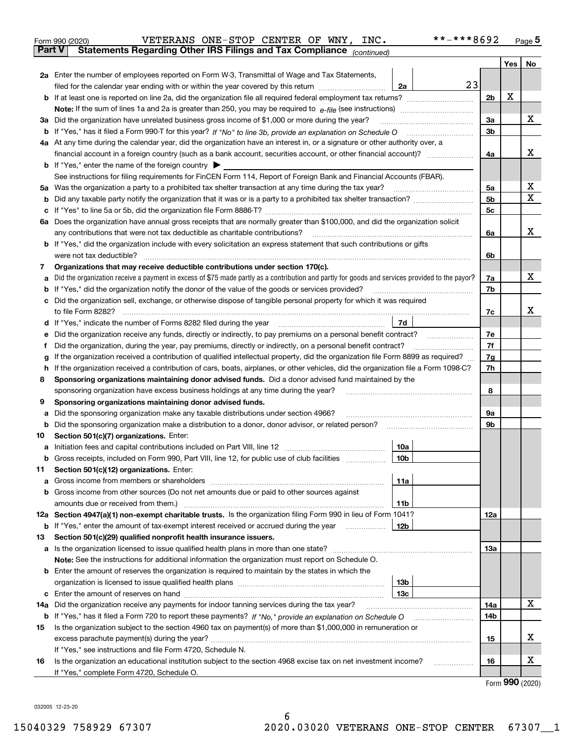Form 990 (2020) VETERANS ONE-STOP CENTER OF WNY, INC. **-***8692 Page 5

## Part V Statements Regarding Other IRS Filings and Tax Compliance *(continued)*

| | | | | Yes | No |
|---|---|---|---|---|---|
| **2a** | Enter the number of employees reported on Form W-3, Transmittal of Wage and Tax Statements, filed for the calendar year ending with or within the year covered by this return | 2a 23 | | | |
| **b** | If at least one is reported on line 2a, did the organization file all required federal employment tax returns? | | 2b | X | |
| | **Note:** If the sum of lines 1a and 2a is greater than 250, you may be required to *e-file* (see instructions) | | | | |
| **3a** | Did the organization have unrelated business gross income of $1,000 or more during the year? | | 3a | | X |
| **b** | If "Yes," has it filed a Form 990-T for this year? *If "No" to line 3b, provide an explanation on Schedule O* | | 3b | | |
| **4a** | At any time during the calendar year, did the organization have an interest in, or a signature or other authority over, a financial account in a foreign country (such as a bank account, securities account, or other financial account)? | | 4a | | X |
| **b** | If "Yes," enter the name of the foreign country ▶ | | | | |
| | See instructions for filing requirements for FinCEN Form 114, Report of Foreign Bank and Financial Accounts (FBAR). | | | | |
| **5a** | Was the organization a party to a prohibited tax shelter transaction at any time during the tax year? | | 5a | | X |
| **b** | Did any taxable party notify the organization that it was or is a party to a prohibited tax shelter transaction? | | 5b | | X |
| **c** | If "Yes" to line 5a or 5b, did the organization file Form 8886-T? | | 5c | | |
| **6a** | Does the organization have annual gross receipts that are normally greater than $100,000, and did the organization solicit any contributions that were not tax deductible as charitable contributions? | | 6a | | X |
| **b** | If "Yes," did the organization include with every solicitation an express statement that such contributions or gifts were not tax deductible? | | 6b | | |
| **7** | **Organizations that may receive deductible contributions under section 170(c).** | | | | |
| **a** | Did the organization receive a payment in excess of $75 made partly as a contribution and partly for goods and services provided to the payor? | | 7a | | X |
| **b** | If "Yes," did the organization notify the donor of the value of the goods or services provided? | | 7b | | |
| **c** | Did the organization sell, exchange, or otherwise dispose of tangible personal property for which it was required to file Form 8282? | | 7c | | X |
| **d** | If "Yes," indicate the number of Forms 8282 filed during the year | 7d | | | |
| **e** | Did the organization receive any funds, directly or indirectly, to pay premiums on a personal benefit contract? | | 7e | | |
| **f** | Did the organization, during the year, pay premiums, directly or indirectly, on a personal benefit contract? | | 7f | | |
| **g** | If the organization received a contribution of qualified intellectual property, did the organization file Form 8899 as required? | | 7g | | |
| **h** | If the organization received a contribution of cars, boats, airplanes, or other vehicles, did the organization file a Form 1098-C? | | 7h | | |
| **8** | **Sponsoring organizations maintaining donor advised funds.** Did a donor advised fund maintained by the sponsoring organization have excess business holdings at any time during the year? | | 8 | | |
| **9** | **Sponsoring organizations maintaining donor advised funds.** | | | | |
| **a** | Did the sponsoring organization make any taxable distributions under section 4966? | | 9a | | |
| **b** | Did the sponsoring organization make a distribution to a donor, donor advisor, or related person? | | 9b | | |
| **10** | **Section 501(c)(7) organizations.** Enter: | | | | |
| **a** | Initiation fees and capital contributions included on Part VIII, line 12 | 10a | | | |
| **b** | Gross receipts, included on Form 990, Part VIII, line 12, for public use of club facilities | 10b | | | |
| **11** | **Section 501(c)(12) organizations.** Enter: | | | | |
| **a** | Gross income from members or shareholders | 11a | | | |
| **b** | Gross income from other sources (Do not net amounts due or paid to other sources against amounts due or received from them.) | 11b | | | |
| **12a** | **Section 4947(a)(1) non-exempt charitable trusts.** Is the organization filing Form 990 in lieu of Form 1041? | | 12a | | |
| **b** | If "Yes," enter the amount of tax-exempt interest received or accrued during the year | 12b | | | |
| **13** | **Section 501(c)(29) qualified nonprofit health insurance issuers.** | | | | |
| **a** | Is the organization licensed to issue qualified health plans in more than one state? | | 13a | | |
| | **Note:** See the instructions for additional information the organization must report on Schedule O. | | | | |
| **b** | Enter the amount of reserves the organization is required to maintain by the states in which the organization is licensed to issue qualified health plans | 13b | | | |
| **c** | Enter the amount of reserves on hand | 13c | | | |
| **14a** | Did the organization receive any payments for indoor tanning services during the tax year? | | 14a | | X |
| **b** | If "Yes," has it filed a Form 720 to report these payments? *If "No," provide an explanation on Schedule O* | | 14b | | |
| **15** | Is the organization subject to the section 4960 tax on payment(s) of more than $1,000,000 in remuneration or excess parachute payment(s) during the year? | | 15 | | X |
| | If "Yes," see instructions and file Form 4720, Schedule N. | | | | |
| **16** | Is the organization an educational institution subject to the section 4968 excise tax on net investment income? | | 16 | | X |
| | If "Yes," complete Form 4720, Schedule O. | | | | |

Form **990** (2020)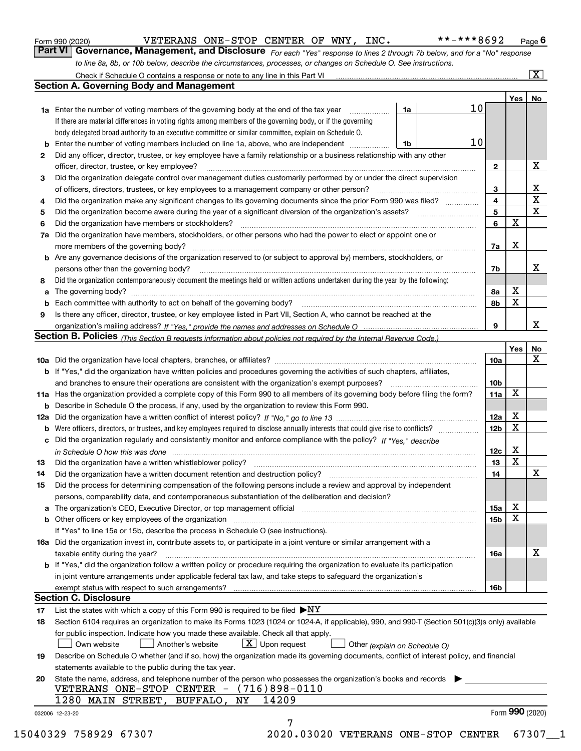Form 990 (2020) VETERANS ONE-STOP CENTER OF WNY, INC. **-***8692 Page 6

## Part VI Governance, Management, and Disclosure

*For each "Yes" response to lines 2 through 7b below, and for a "No" response to line 8a, 8b, or 10b below, describe the circumstances, processes, or changes on Schedule O. See instructions.*

Check if Schedule O contains a response or note to any line in this Part VI ... [X]

### Section A. Governing Body and Management

| | | | | Yes | No |
|---|---|---|---|---|---|
| **1a** | Enter the number of voting members of the governing body at the end of the tax year ... If there are material differences in voting rights among members of the governing body, or if the governing body delegated broad authority to an executive committee or similar committee, explain on Schedule O. | 1a | 10 | | |
| **b** | Enter the number of voting members included on line 1a, above, who are independent ... | 1b | 10 | | |
| **2** | Did any officer, director, trustee, or key employee have a family relationship or a business relationship with any other officer, director, trustee, or key employee? | 2 | | | X |
| **3** | Did the organization delegate control over management duties customarily performed by or under the direct supervision of officers, directors, trustees, or key employees to a management company or other person? | 3 | | | X |
| **4** | Did the organization make any significant changes to its governing documents since the prior Form 990 was filed? | 4 | | | X |
| **5** | Did the organization become aware during the year of a significant diversion of the organization's assets? | 5 | | | X |
| **6** | Did the organization have members or stockholders? | 6 | | X | |
| **7a** | Did the organization have members, stockholders, or other persons who had the power to elect or appoint one or more members of the governing body? | 7a | | X | |
| **b** | Are any governance decisions of the organization reserved to (or subject to approval by) members, stockholders, or persons other than the governing body? | 7b | | | X |
| **8** | Did the organization contemporaneously document the meetings held or written actions undertaken during the year by the following: | | | | |
| **a** | The governing body? | 8a | | X | |
| **b** | Each committee with authority to act on behalf of the governing body? | 8b | | X | |
| **9** | Is there any officer, director, trustee, or key employee listed in Part VII, Section A, who cannot be reached at the organization's mailing address? *If "Yes," provide the names and addresses on Schedule O* | 9 | | | X |

### Section B. Policies *(This Section B requests information about policies not required by the Internal Revenue Code.)*

| | | | Yes | No |
|---|---|---|---|---|
| **10a** | Did the organization have local chapters, branches, or affiliates? | 10a | | X |
| **b** | If "Yes," did the organization have written policies and procedures governing the activities of such chapters, affiliates, and branches to ensure their operations are consistent with the organization's exempt purposes? | 10b | | |
| **11a** | Has the organization provided a complete copy of this Form 990 to all members of its governing body before filing the form? | 11a | X | |
| **b** | Describe in Schedule O the process, if any, used by the organization to review this Form 990. | | | |
| **12a** | Did the organization have a written conflict of interest policy? *If "No," go to line 13* | 12a | X | |
| **b** | Were officers, directors, or trustees, and key employees required to disclose annually interests that could give rise to conflicts? | 12b | X | |
| **c** | Did the organization regularly and consistently monitor and enforce compliance with the policy? *If "Yes," describe in Schedule O how this was done* | 12c | X | |
| **13** | Did the organization have a written whistleblower policy? | 13 | X | |
| **14** | Did the organization have a written document retention and destruction policy? | 14 | | X |
| **15** | Did the process for determining compensation of the following persons include a review and approval by independent persons, comparability data, and contemporaneous substantiation of the deliberation and decision? | | | |
| **a** | The organization's CEO, Executive Director, or top management official | 15a | X | |
| **b** | Other officers or key employees of the organization | 15b | X | |
| | If "Yes" to line 15a or 15b, describe the process in Schedule O (see instructions). | | | |
| **16a** | Did the organization invest in, contribute assets to, or participate in a joint venture or similar arrangement with a taxable entity during the year? | 16a | | X |
| **b** | If "Yes," did the organization follow a written policy or procedure requiring the organization to evaluate its participation in joint venture arrangements under applicable federal tax law, and take steps to safeguard the organization's exempt status with respect to such arrangements? | 16b | | |

### Section C. Disclosure

**17** List the states with which a copy of this Form 990 is required to be filed ▶NY

**18** Section 6104 requires an organization to make its Forms 1023 (1024 or 1024-A, if applicable), 990, and 990-T (Section 501(c)(3)s only) available for public inspection. Indicate how you made these available. Check all that apply.

[ ] Own website [ ] Another's website [X] Upon request [ ] Other *(explain on Schedule O)*

**19** Describe on Schedule O whether (and if so, how) the organization made its governing documents, conflict of interest policy, and financial statements available to the public during the tax year.

**20** State the name, address, and telephone number of the person who possesses the organization's books and records ▶

VETERANS ONE-STOP CENTER - (716)898-0110
1280 MAIN STREET, BUFFALO, NY 14209

032006 12-23-20 Form **990** (2020)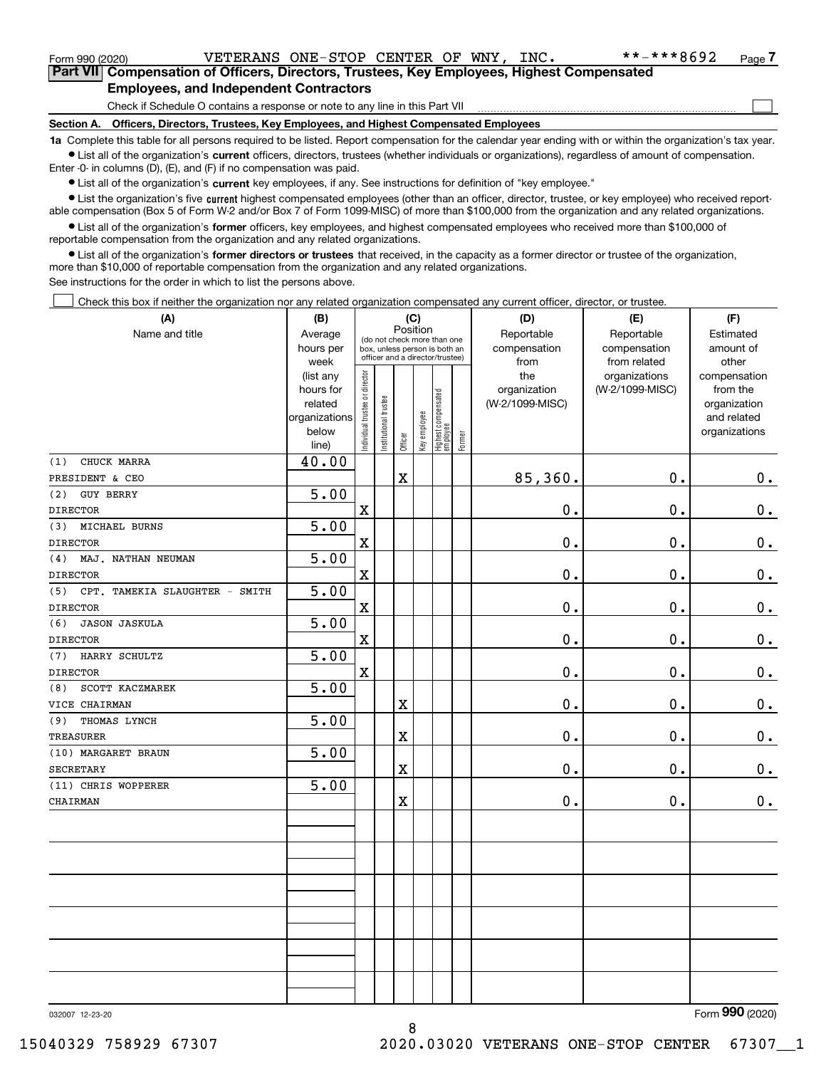Form 990 (2020) VETERANS ONE-STOP CENTER OF WNY, INC. **-***8692 Page 7

## Part VII Compensation of Officers, Directors, Trustees, Key Employees, Highest Compensated Employees, and Independent Contractors

Check if Schedule O contains a response or note to any line in this Part VII ☐

### Section A. Officers, Directors, Trustees, Key Employees, and Highest Compensated Employees

**1a** Complete this table for all persons required to be listed. Report compensation for the calendar year ending with or within the organization's tax year.

- List all of the organization's **current** officers, directors, trustees (whether individuals or organizations), regardless of amount of compensation. Enter -0- in columns (D), (E), and (F) if no compensation was paid.
- List all of the organization's **current** key employees, if any. See instructions for definition of "key employee."
- List the organization's five **current** highest compensated employees (other than an officer, director, trustee, or key employee) who received reportable compensation (Box 5 of Form W-2 and/or Box 7 of Form 1099-MISC) of more than $100,000 from the organization and any related organizations.
- List all of the organization's **former** officers, key employees, and highest compensated employees who received more than $100,000 of reportable compensation from the organization and any related organizations.
- List all of the organization's **former directors or trustees** that received, in the capacity as a former director or trustee of the organization, more than $10,000 of reportable compensation from the organization and any related organizations.

See instructions for the order in which to list the persons above.

☐ Check this box if neither the organization nor any related organization compensated any current officer, director, or trustee.

| (A) Name and title | (B) Average hours per week (list any hours for related organizations below line) | (C) Position (do not check more than one box, unless person is both an officer and a director/trustee): Individual trustee or director | Institutional trustee | Officer | Key employee | Highest compensated employee | Former | (D) Reportable compensation from the organization (W-2/1099-MISC) | (E) Reportable compensation from related organizations (W-2/1099-MISC) | (F) Estimated amount of other compensation from the organization and related organizations |
|---|---|---|---|---|---|---|---|---|---|---|
| (1) CHUCK MARRA<br>PRESIDENT & CEO | 40.00 | | | X | | | | 85,360. | 0. | 0. |
| (2) GUY BERRY<br>DIRECTOR | 5.00 | X | | | | | | 0. | 0. | 0. |
| (3) MICHAEL BURNS<br>DIRECTOR | 5.00 | X | | | | | | 0. | 0. | 0. |
| (4) MAJ. NATHAN NEUMAN<br>DIRECTOR | 5.00 | X | | | | | | 0. | 0. | 0. |
| (5) CPT. TAMEKIA SLAUGHTER - SMITH<br>DIRECTOR | 5.00 | X | | | | | | 0. | 0. | 0. |
| (6) JASON JASKULA<br>DIRECTOR | 5.00 | X | | | | | | 0. | 0. | 0. |
| (7) HARRY SCHULTZ<br>DIRECTOR | 5.00 | X | | | | | | 0. | 0. | 0. |
| (8) SCOTT KACZMAREK<br>VICE CHAIRMAN | 5.00 | | | X | | | | 0. | 0. | 0. |
| (9) THOMAS LYNCH<br>TREASURER | 5.00 | | | X | | | | 0. | 0. | 0. |
| (10) MARGARET BRAUN<br>SECRETARY | 5.00 | | | X | | | | 0. | 0. | 0. |
| (11) CHRIS WOPPERER<br>CHAIRMAN | 5.00 | | | X | | | | 0. | 0. | 0. |

032007 12-23-20 Form 990 (2020)

15040329 758929 67307 2020.03020 VETERANS ONE-STOP CENTER 67307__1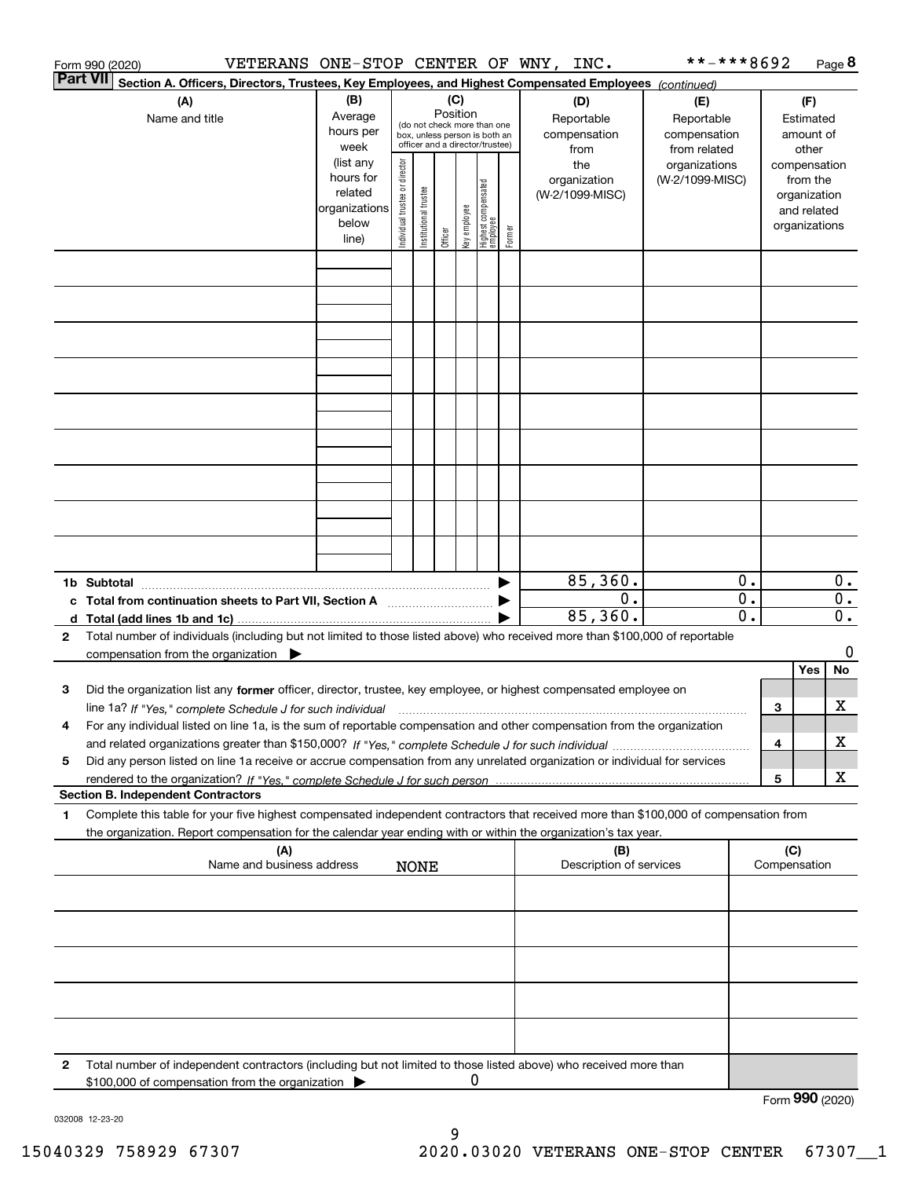Form 990 (2020) VETERANS ONE-STOP CENTER OF WNY, INC. **-***8692 Page 8

**Part VII Section A. Officers, Directors, Trustees, Key Employees, and Highest Compensated Employees** *(continued)*

| (A) Name and title | (B) Average hours per week (list any hours for related organizations below line) | (C) Position (do not check more than one box, unless person is both an officer and a director/trustee): Individual trustee or director | Institutional trustee | Officer | Key employee | Highest compensated employee | Former | (D) Reportable compensation from the organization (W-2/1099-MISC) | (E) Reportable compensation from related organizations (W-2/1099-MISC) | (F) Estimated amount of other compensation from the organization and related organizations |
|---|---|---|---|---|---|---|---|---|---|---|
| | | | | | | | | | | |
| | | | | | | | | | | |
| | | | | | | | | | | |
| | | | | | | | | | | |
| | | | | | | | | | | |
| | | | | | | | | | | |
| | | | | | | | | | | |
| | | | | | | | | | | |
| | | | | | | | | | | |
| **1b Subtotal** | | | | | | | ▶ | 85,360. | 0. | 0. |
| **c Total from continuation sheets to Part VII, Section A** | | | | | | | ▶ | 0. | 0. | 0. |
| **d Total (add lines 1b and 1c)** | | | | | | | ▶ | 85,360. | 0. | 0. |

**2** Total number of individuals (including but not limited to those listed above) who received more than $100,000 of reportable compensation from the organization ▶ 0

| | | Yes | No |
|---|---|---|---|
| **3** Did the organization list any **former** officer, director, trustee, key employee, or highest compensated employee on line 1a? *If "Yes," complete Schedule J for such individual* | 3 | | X |
| **4** For any individual listed on line 1a, is the sum of reportable compensation and other compensation from the organization and related organizations greater than $150,000? *If "Yes," complete Schedule J for such individual* | 4 | | X |
| **5** Did any person listed on line 1a receive or accrue compensation from any unrelated organization or individual for services rendered to the organization? *If "Yes," complete Schedule J for such person* | 5 | | X |

**Section B. Independent Contractors**

**1** Complete this table for your five highest compensated independent contractors that received more than $100,000 of compensation from the organization. Report compensation for the calendar year ending with or within the organization's tax year.

| (A) Name and business address | (B) Description of services | (C) Compensation |
|---|---|---|
| NONE | | |
| | | |
| | | |
| | | |
| | | |

**2** Total number of independent contractors (including but not limited to those listed above) who received more than $100,000 of compensation from the organization ▶ 0

Form **990** (2020)

032008 12-23-20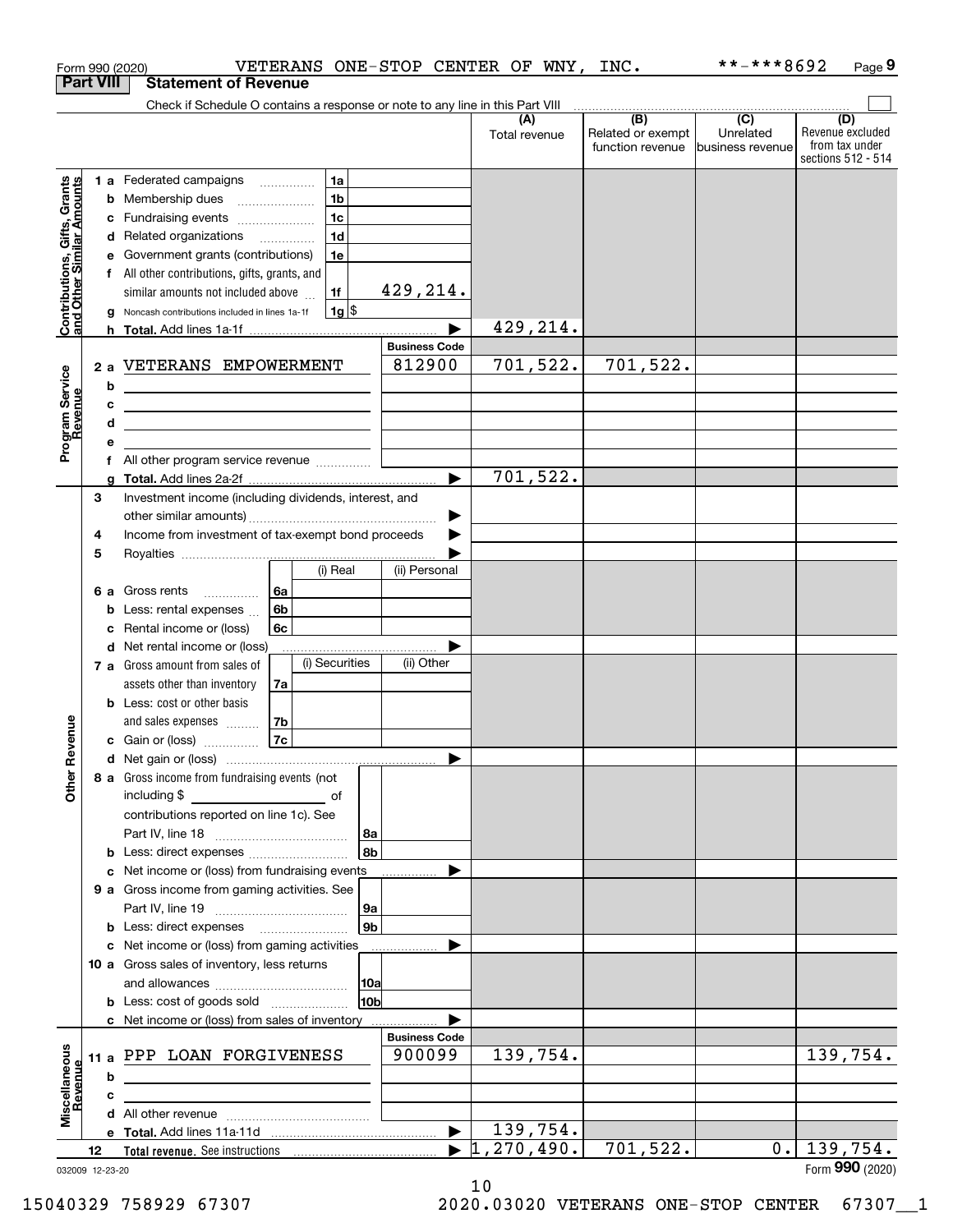Form 990 (2020) VETERANS ONE-STOP CENTER OF WNY, INC. **-***8692 Page 9

## Part VIII Statement of Revenue

Check if Schedule O contains a response or note to any line in this Part VIII

| | | | | (A) Total revenue | (B) Related or exempt function revenue | (C) Unrelated business revenue | (D) Revenue excluded from tax under sections 512 - 514 |
|---|---|---|---|---|---|---|---|
| **Contributions, Gifts, Grants and Other Similar Amounts** | 1 a Federated campaigns | 1a | | | | | |
| | b Membership dues | 1b | | | | | |
| | c Fundraising events | 1c | | | | | |
| | d Related organizations | 1d | | | | | |
| | e Government grants (contributions) | 1e | | | | | |
| | f All other contributions, gifts, grants, and similar amounts not included above | 1f | 429,214. | | | | |
| | g Noncash contributions included in lines 1a-1f | 1g | $ | | | | |
| | h **Total.** Add lines 1a-1f | | ▶ | 429,214. | | | |
| **Program Service Revenue** | | | **Business Code** | | | | |
| | 2 a VETERANS EMPOWERMENT | | 812900 | 701,522. | 701,522. | | |
| | b | | | | | | |
| | c | | | | | | |
| | d | | | | | | |
| | e | | | | | | |
| | f All other program service revenue | | | | | | |
| | g **Total.** Add lines 2a-2f | | ▶ | 701,522. | | | |
| **Other Revenue** | 3 Investment income (including dividends, interest, and other similar amounts) | | ▶ | | | | |
| | 4 Income from investment of tax-exempt bond proceeds | | ▶ | | | | |
| | 5 Royalties | | ▶ | | | | |
| | | (i) Real | (ii) Personal | | | | |
| | 6 a Gross rents 6a | | | | | | |
| | b Less: rental expenses 6b | | | | | | |
| | c Rental income or (loss) 6c | | | | | | |
| | d Net rental income or (loss) | | ▶ | | | | |
| | | (i) Securities | (ii) Other | | | | |
| | 7 a Gross amount from sales of assets other than inventory 7a | | | | | | |
| | b Less: cost or other basis and sales expenses 7b | | | | | | |
| | c Gain or (loss) 7c | | | | | | |
| | d Net gain or (loss) | | ▶ | | | | |
| | 8 a Gross income from fundraising events (not including $ of contributions reported on line 1c). See Part IV, line 18 | 8a | | | | | |
| | b Less: direct expenses | 8b | | | | | |
| | c Net income or (loss) from fundraising events | | ▶ | | | | |
| | 9 a Gross income from gaming activities. See Part IV, line 19 | 9a | | | | | |
| | b Less: direct expenses | 9b | | | | | |
| | c Net income or (loss) from gaming activities | | ▶ | | | | |
| | 10 a Gross sales of inventory, less returns and allowances | 10a | | | | | |
| | b Less: cost of goods sold | 10b | | | | | |
| | c Net income or (loss) from sales of inventory | | ▶ | | | | |
| **Miscellaneous Revenue** | | | **Business Code** | | | | |
| | 11 a PPP LOAN FORGIVENESS | | 900099 | 139,754. | | | 139,754. |
| | b | | | | | | |
| | c | | | | | | |
| | d All other revenue | | | | | | |
| | e **Total.** Add lines 11a-11d | | ▶ | 139,754. | | | |
| | 12 **Total revenue.** See instructions | | ▶ | 1,270,490. | 701,522. | 0. | 139,754. |

032009 12-23-20

Form **990** (2020)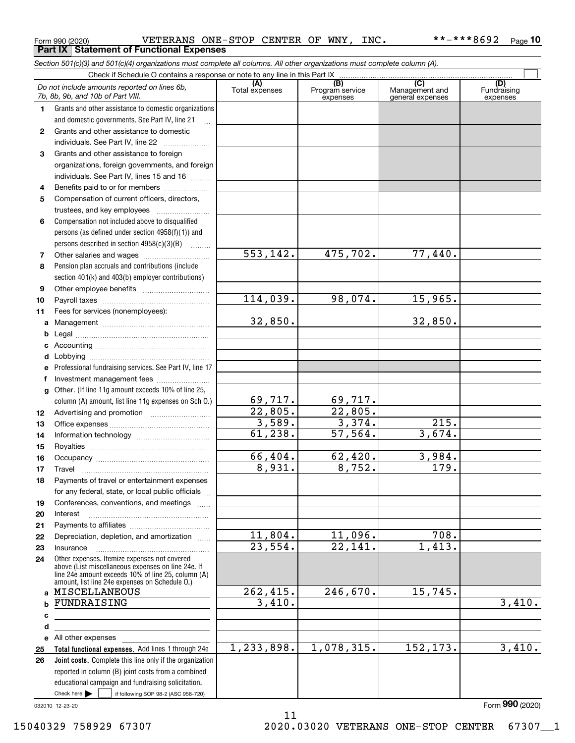Form 990 (2020) VETERANS ONE-STOP CENTER OF WNY, INC. **-***8692 Page 10

**Part IX Statement of Functional Expenses**

*Section 501(c)(3) and 501(c)(4) organizations must complete all columns. All other organizations must complete column (A).*

Check if Schedule O contains a response or note to any line in this Part IX ☐

| | *Do not include amounts reported on lines 6b, 7b, 8b, 9b, and 10b of Part VIII.* | (A) Total expenses | (B) Program service expenses | (C) Management and general expenses | (D) Fundraising expenses |
|---|---|---|---|---|---|
| 1 | Grants and other assistance to domestic organizations and domestic governments. See Part IV, line 21 | | | | |
| 2 | Grants and other assistance to domestic individuals. See Part IV, line 22 | | | | |
| 3 | Grants and other assistance to foreign organizations, foreign governments, and foreign individuals. See Part IV, lines 15 and 16 | | | | |
| 4 | Benefits paid to or for members | | | | |
| 5 | Compensation of current officers, directors, trustees, and key employees | | | | |
| 6 | Compensation not included above to disqualified persons (as defined under section 4958(f)(1)) and persons described in section 4958(c)(3)(B) | | | | |
| 7 | Other salaries and wages | 553,142. | 475,702. | 77,440. | |
| 8 | Pension plan accruals and contributions (include section 401(k) and 403(b) employer contributions) | | | | |
| 9 | Other employee benefits | | | | |
| 10 | Payroll taxes | 114,039. | 98,074. | 15,965. | |
| 11 | Fees for services (nonemployees): | | | | |
| a | Management | 32,850. | | 32,850. | |
| b | Legal | | | | |
| c | Accounting | | | | |
| d | Lobbying | | | | |
| e | Professional fundraising services. See Part IV, line 17 | | | | |
| f | Investment management fees | | | | |
| g | Other. (If line 11g amount exceeds 10% of line 25, column (A) amount, list line 11g expenses on Sch O.) | 69,717. | 69,717. | | |
| 12 | Advertising and promotion | 22,805. | 22,805. | | |
| 13 | Office expenses | 3,589. | 3,374. | 215. | |
| 14 | Information technology | 61,238. | 57,564. | 3,674. | |
| 15 | Royalties | | | | |
| 16 | Occupancy | 66,404. | 62,420. | 3,984. | |
| 17 | Travel | 8,931. | 8,752. | 179. | |
| 18 | Payments of travel or entertainment expenses for any federal, state, or local public officials | | | | |
| 19 | Conferences, conventions, and meetings | | | | |
| 20 | Interest | | | | |
| 21 | Payments to affiliates | | | | |
| 22 | Depreciation, depletion, and amortization | 11,804. | 11,096. | 708. | |
| 23 | Insurance | 23,554. | 22,141. | 1,413. | |
| 24 | Other expenses. Itemize expenses not covered above (List miscellaneous expenses on line 24e. If line 24e amount exceeds 10% of line 25, column (A) amount, list line 24e expenses on Schedule O.) | | | | |
| a | MISCELLANEOUS | 262,415. | 246,670. | 15,745. | |
| b | FUNDRAISING | 3,410. | | | 3,410. |
| c | | | | | |
| d | | | | | |
| e | All other expenses | | | | |
| 25 | **Total functional expenses.** Add lines 1 through 24e | 1,233,898. | 1,078,315. | 152,173. | 3,410. |
| 26 | **Joint costs.** Complete this line only if the organization reported in column (B) joint costs from a combined educational campaign and fundraising solicitation. Check here ☐ if following SOP 98-2 (ASC 958-720) | | | | |

032010 12-23-20

Form **990** (2020)

15040329 758929 67307 2020.03020 VETERANS ONE-STOP CENTER 67307__1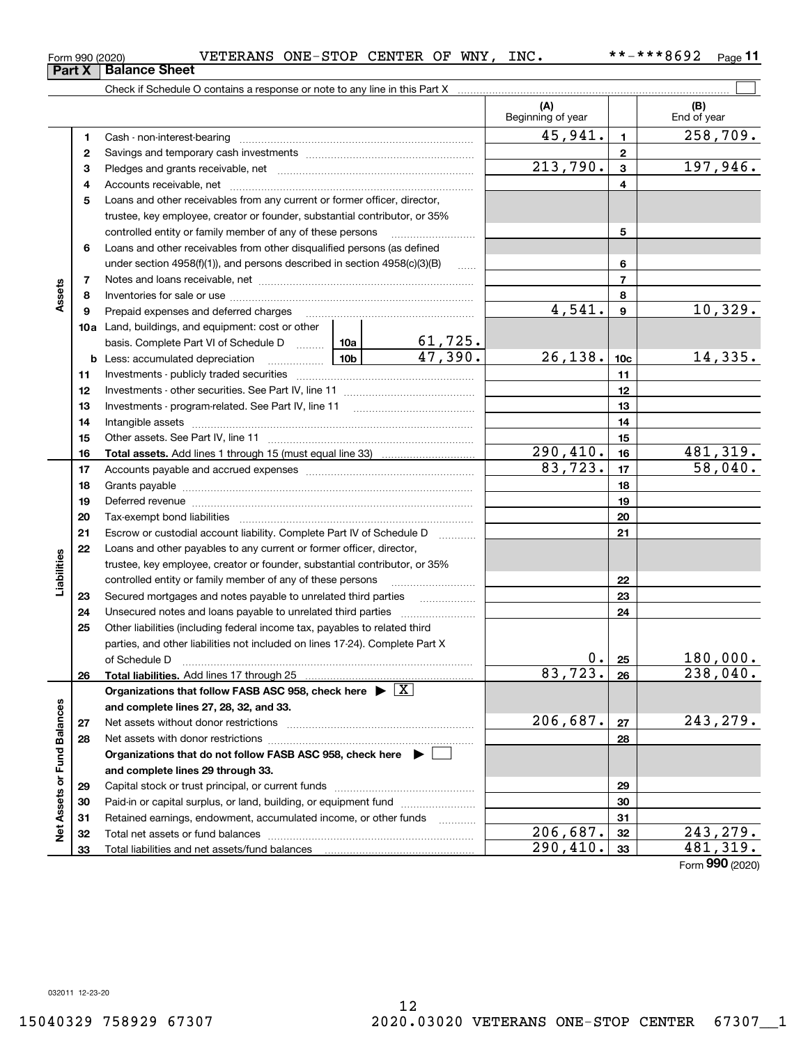Form 990 (2020) VETERANS ONE-STOP CENTER OF WNY, INC. **-***8692 Page 11

## Part X | Balance Sheet

Check if Schedule O contains a response or note to any line in this Part X ☐

| | | | | (A) Beginning of year | | (B) End of year |
|---|---|---|---|---|---|---|
| **Assets** | 1 | Cash - non-interest-bearing | | 45,941. | 1 | 258,709. |
| | 2 | Savings and temporary cash investments | | | 2 | |
| | 3 | Pledges and grants receivable, net | | 213,790. | 3 | 197,946. |
| | 4 | Accounts receivable, net | | | 4 | |
| | 5 | Loans and other receivables from any current or former officer, director, trustee, key employee, creator or founder, substantial contributor, or 35% controlled entity or family member of any of these persons | | | 5 | |
| | 6 | Loans and other receivables from other disqualified persons (as defined under section 4958(f)(1)), and persons described in section 4958(c)(3)(B) | | | 6 | |
| | 7 | Notes and loans receivable, net | | | 7 | |
| | 8 | Inventories for sale or use | | | 8 | |
| | 9 | Prepaid expenses and deferred charges | | 4,541. | 9 | 10,329. |
| | 10a | Land, buildings, and equipment: cost or other basis. Complete Part VI of Schedule D | 10a 61,725. | | | |
| | b | Less: accumulated depreciation | 10b 47,390. | 26,138. | 10c | 14,335. |
| | 11 | Investments - publicly traded securities | | | 11 | |
| | 12 | Investments - other securities. See Part IV, line 11 | | | 12 | |
| | 13 | Investments - program-related. See Part IV, line 11 | | | 13 | |
| | 14 | Intangible assets | | | 14 | |
| | 15 | Other assets. See Part IV, line 11 | | | 15 | |
| | 16 | **Total assets.** Add lines 1 through 15 (must equal line 33) | | 290,410. | 16 | 481,319. |
| **Liabilities** | 17 | Accounts payable and accrued expenses | | 83,723. | 17 | 58,040. |
| | 18 | Grants payable | | | 18 | |
| | 19 | Deferred revenue | | | 19 | |
| | 20 | Tax-exempt bond liabilities | | | 20 | |
| | 21 | Escrow or custodial account liability. Complete Part IV of Schedule D | | | 21 | |
| | 22 | Loans and other payables to any current or former officer, director, trustee, key employee, creator or founder, substantial contributor, or 35% controlled entity or family member of any of these persons | | | 22 | |
| | 23 | Secured mortgages and notes payable to unrelated third parties | | | 23 | |
| | 24 | Unsecured notes and loans payable to unrelated third parties | | | 24 | |
| | 25 | Other liabilities (including federal income tax, payables to related third parties, and other liabilities not included on lines 17-24). Complete Part X of Schedule D | | 0. | 25 | 180,000. |
| | 26 | **Total liabilities.** Add lines 17 through 25 | | 83,723. | 26 | 238,040. |
| **Net Assets or Fund Balances** | | **Organizations that follow FASB ASC 958, check here ▶ [X] and complete lines 27, 28, 32, and 33.** | | | | |
| | 27 | Net assets without donor restrictions | | 206,687. | 27 | 243,279. |
| | 28 | Net assets with donor restrictions | | | 28 | |
| | | **Organizations that do not follow FASB ASC 958, check here ▶ [ ] and complete lines 29 through 33.** | | | | |
| | 29 | Capital stock or trust principal, or current funds | | | 29 | |
| | 30 | Paid-in or capital surplus, or land, building, or equipment fund | | | 30 | |
| | 31 | Retained earnings, endowment, accumulated income, or other funds | | | 31 | |
| | 32 | Total net assets or fund balances | | 206,687. | 32 | 243,279. |
| | 33 | Total liabilities and net assets/fund balances | | 290,410. | 33 | 481,319. |

Form **990** (2020)

032011 12-23-20

15040329 758929 67307 2020.03020 VETERANS ONE-STOP CENTER 67307__1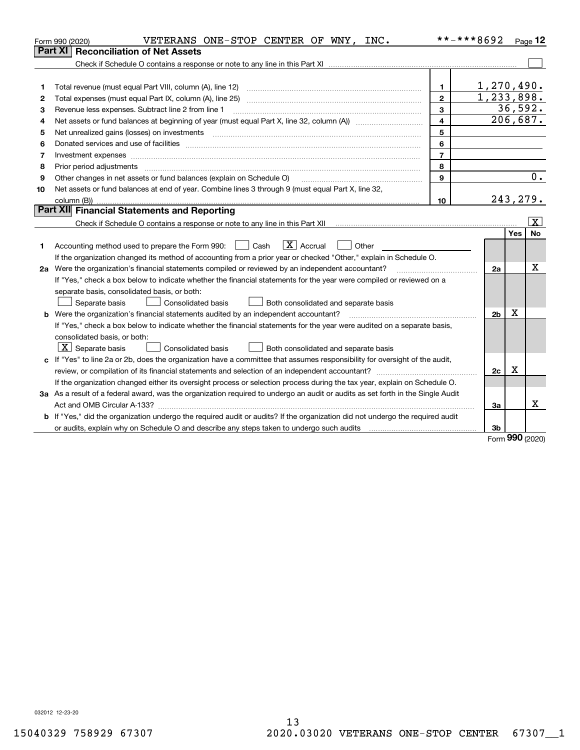Form 990 (2020) VETERANS ONE-STOP CENTER OF WNY, INC. **-***8692 Page 12

## Part XI Reconciliation of Net Assets

Check if Schedule O contains a response or note to any line in this Part XI [ ]

| | | | |
|---|---|---|---|
| 1 | Total revenue (must equal Part VIII, column (A), line 12) | 1 | 1,270,490. |
| 2 | Total expenses (must equal Part IX, column (A), line 25) | 2 | 1,233,898. |
| 3 | Revenue less expenses. Subtract line 2 from line 1 | 3 | 36,592. |
| 4 | Net assets or fund balances at beginning of year (must equal Part X, line 32, column (A)) | 4 | 206,687. |
| 5 | Net unrealized gains (losses) on investments | 5 | |
| 6 | Donated services and use of facilities | 6 | |
| 7 | Investment expenses | 7 | |
| 8 | Prior period adjustments | 8 | |
| 9 | Other changes in net assets or fund balances (explain on Schedule O) | 9 | 0. |
| 10 | Net assets or fund balances at end of year. Combine lines 3 through 9 (must equal Part X, line 32, column (B)) | 10 | 243,279. |

## Part XII Financial Statements and Reporting

Check if Schedule O contains a response or note to any line in this Part XII [X]

| | | | Yes | No |
|---|---|---|---|---|
| 1 | Accounting method used to prepare the Form 990: [ ] Cash [X] Accrual [ ] Other<br>If the organization changed its method of accounting from a prior year or checked "Other," explain in Schedule O. | | | |
| 2a | Were the organization's financial statements compiled or reviewed by an independent accountant?<br>If "Yes," check a box below to indicate whether the financial statements for the year were compiled or reviewed on a separate basis, consolidated basis, or both:<br>[ ] Separate basis [ ] Consolidated basis [ ] Both consolidated and separate basis | 2a | | X |
| b | Were the organization's financial statements audited by an independent accountant?<br>If "Yes," check a box below to indicate whether the financial statements for the year were audited on a separate basis, consolidated basis, or both:<br>[X] Separate basis [ ] Consolidated basis [ ] Both consolidated and separate basis | 2b | X | |
| c | If "Yes" to line 2a or 2b, does the organization have a committee that assumes responsibility for oversight of the audit, review, or compilation of its financial statements and selection of an independent accountant?<br>If the organization changed either its oversight process or selection process during the tax year, explain on Schedule O. | 2c | X | |
| 3a | As a result of a federal award, was the organization required to undergo an audit or audits as set forth in the Single Audit Act and OMB Circular A-133? | 3a | | X |
| b | If "Yes," did the organization undergo the required audit or audits? If the organization did not undergo the required audit or audits, explain why on Schedule O and describe any steps taken to undergo such audits | 3b | | |

Form 990 (2020)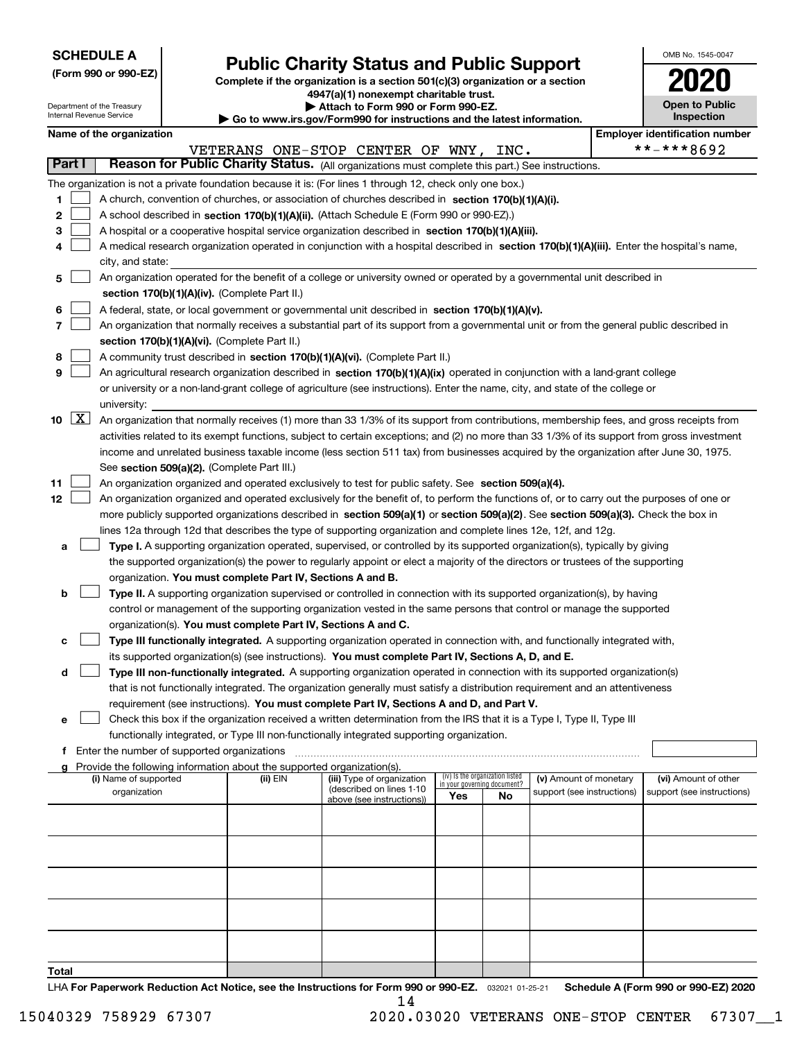**SCHEDULE A**
**(Form 990 or 990-EZ)**

Department of the Treasury
Internal Revenue Service

# Public Charity Status and Public Support

**Complete if the organization is a section 501(c)(3) organization or a section 4947(a)(1) nonexempt charitable trust.**
**▶ Attach to Form 990 or Form 990-EZ.**
**▶ Go to www.irs.gov/Form990 for instructions and the latest information.**

OMB No. 1545-0047
**2020**
**Open to Public Inspection**

**Name of the organization**
VETERANS ONE-STOP CENTER OF WNY, INC.

**Employer identification number**
**-***8692

**Part I** **Reason for Public Charity Status.** (All organizations must complete this part.) See instructions.

The organization is not a private foundation because it is: (For lines 1 through 12, check only one box.)

1 ☐ A church, convention of churches, or association of churches described in **section 170(b)(1)(A)(i).**

2 ☐ A school described in **section 170(b)(1)(A)(ii).** (Attach Schedule E (Form 990 or 990-EZ).)

3 ☐ A hospital or a cooperative hospital service organization described in **section 170(b)(1)(A)(iii).**

4 ☐ A medical research organization operated in conjunction with a hospital described in **section 170(b)(1)(A)(iii).** Enter the hospital's name, city, and state:

5 ☐ An organization operated for the benefit of a college or university owned or operated by a governmental unit described in **section 170(b)(1)(A)(iv).** (Complete Part II.)

6 ☐ A federal, state, or local government or governmental unit described in **section 170(b)(1)(A)(v).**

7 ☐ An organization that normally receives a substantial part of its support from a governmental unit or from the general public described in **section 170(b)(1)(A)(vi).** (Complete Part II.)

8 ☐ A community trust described in **section 170(b)(1)(A)(vi).** (Complete Part II.)

9 ☐ An agricultural research organization described in **section 170(b)(1)(A)(ix)** operated in conjunction with a land-grant college or university or a non-land-grant college of agriculture (see instructions). Enter the name, city, and state of the college or university:

10 ☒ An organization that normally receives (1) more than 33 1/3% of its support from contributions, membership fees, and gross receipts from activities related to its exempt functions, subject to certain exceptions; and (2) no more than 33 1/3% of its support from gross investment income and unrelated business taxable income (less section 511 tax) from businesses acquired by the organization after June 30, 1975. See **section 509(a)(2).** (Complete Part III.)

11 ☐ An organization organized and operated exclusively to test for public safety. See **section 509(a)(4).**

12 ☐ An organization organized and operated exclusively for the benefit of, to perform the functions of, or to carry out the purposes of one or more publicly supported organizations described in **section 509(a)(1)** or **section 509(a)(2).** See **section 509(a)(3).** Check the box in lines 12a through 12d that describes the type of supporting organization and complete lines 12e, 12f, and 12g.

a ☐ **Type I.** A supporting organization operated, supervised, or controlled by its supported organization(s), typically by giving the supported organization(s) the power to regularly appoint or elect a majority of the directors or trustees of the supporting organization. **You must complete Part IV, Sections A and B.**

b ☐ **Type II.** A supporting organization supervised or controlled in connection with its supported organization(s), by having control or management of the supporting organization vested in the same persons that control or manage the supported organization(s). **You must complete Part IV, Sections A and C.**

c ☐ **Type III functionally integrated.** A supporting organization operated in connection with, and functionally integrated with, its supported organization(s) (see instructions). **You must complete Part IV, Sections A, D, and E.**

d ☐ **Type III non-functionally integrated.** A supporting organization operated in connection with its supported organization(s) that is not functionally integrated. The organization generally must satisfy a distribution requirement and an attentiveness requirement (see instructions). **You must complete Part IV, Sections A and D, and Part V.**

e ☐ Check this box if the organization received a written determination from the IRS that it is a Type I, Type II, Type III functionally integrated, or Type III non-functionally integrated supporting organization.

f Enter the number of supported organizations

g Provide the following information about the supported organization(s).

| (i) Name of supported organization | (ii) EIN | (iii) Type of organization (described on lines 1-10 above (see instructions)) | (iv) Is the organization listed in your governing document? Yes | No | (v) Amount of monetary support (see instructions) | (vi) Amount of other support (see instructions) |
|---|---|---|---|---|---|---|
| | | | | | | |
| | | | | | | |
| | | | | | | |
| | | | | | | |
| | | | | | | |
| **Total** | | | | | | |

LHA **For Paperwork Reduction Act Notice, see the Instructions for Form 990 or 990-EZ.** 032021 01-25-21 **Schedule A (Form 990 or 990-EZ) 2020**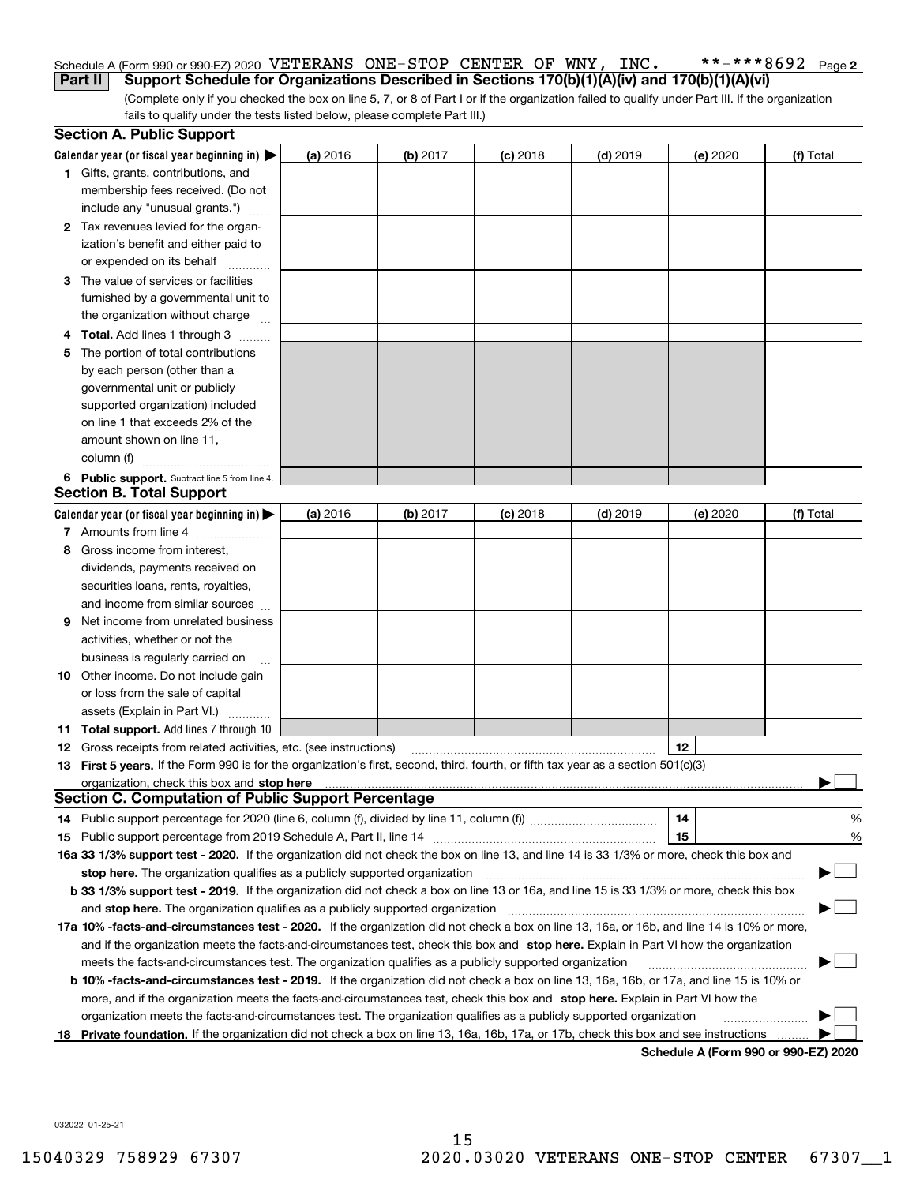Schedule A (Form 990 or 990-EZ) 2020 VETERANS ONE-STOP CENTER OF WNY, INC. **-***8692 Page 2

**Part II Support Schedule for Organizations Described in Sections 170(b)(1)(A)(iv) and 170(b)(1)(A)(vi)**

(Complete only if you checked the box on line 5, 7, or 8 of Part I or if the organization failed to qualify under Part III. If the organization fails to qualify under the tests listed below, please complete Part III.)

### Section A. Public Support

| Calendar year (or fiscal year beginning in) ▶ | (a) 2016 | (b) 2017 | (c) 2018 | (d) 2019 | (e) 2020 | (f) Total |
|---|---|---|---|---|---|---|
| **1** Gifts, grants, contributions, and membership fees received. (Do not include any "unusual grants.") | | | | | | |
| **2** Tax revenues levied for the organization's benefit and either paid to or expended on its behalf | | | | | | |
| **3** The value of services or facilities furnished by a governmental unit to the organization without charge | | | | | | |
| **4 Total.** Add lines 1 through 3 | | | | | | |
| **5** The portion of total contributions by each person (other than a governmental unit or publicly supported organization) included on line 1 that exceeds 2% of the amount shown on line 11, column (f) | | | | | | |
| **6 Public support.** Subtract line 5 from line 4. | | | | | | |

### Section B. Total Support

| Calendar year (or fiscal year beginning in) ▶ | (a) 2016 | (b) 2017 | (c) 2018 | (d) 2019 | (e) 2020 | (f) Total |
|---|---|---|---|---|---|---|
| **7** Amounts from line 4 | | | | | | |
| **8** Gross income from interest, dividends, payments received on securities loans, rents, royalties, and income from similar sources | | | | | | |
| **9** Net income from unrelated business activities, whether or not the business is regularly carried on | | | | | | |
| **10** Other income. Do not include gain or loss from the sale of capital assets (Explain in Part VI.) | | | | | | |
| **11 Total support.** Add lines 7 through 10 | | | | | | |

**12** Gross receipts from related activities, etc. (see instructions) | **12** |

**13 First 5 years.** If the Form 990 is for the organization's first, second, third, fourth, or fifth tax year as a section 501(c)(3) organization, check this box and **stop here** ▶ ☐

### Section C. Computation of Public Support Percentage

**14** Public support percentage for 2020 (line 6, column (f), divided by line 11, column (f)) | **14** | %

**15** Public support percentage from 2019 Schedule A, Part II, line 14 | **15** | %

**16a 33 1/3% support test - 2020.** If the organization did not check the box on line 13, and line 14 is 33 1/3% or more, check this box and **stop here.** The organization qualifies as a publicly supported organization ▶ ☐

**b 33 1/3% support test - 2019.** If the organization did not check a box on line 13 or 16a, and line 15 is 33 1/3% or more, check this box and **stop here.** The organization qualifies as a publicly supported organization ▶ ☐

**17a 10% -facts-and-circumstances test - 2020.** If the organization did not check a box on line 13, 16a, or 16b, and line 14 is 10% or more, and if the organization meets the facts-and-circumstances test, check this box and **stop here.** Explain in Part VI how the organization meets the facts-and-circumstances test. The organization qualifies as a publicly supported organization ▶ ☐

**b 10% -facts-and-circumstances test - 2019.** If the organization did not check a box on line 13, 16a, 16b, or 17a, and line 15 is 10% or more, and if the organization meets the facts-and-circumstances test, check this box and **stop here.** Explain in Part VI how the organization meets the facts-and-circumstances test. The organization qualifies as a publicly supported organization ▶ ☐

**18 Private foundation.** If the organization did not check a box on line 13, 16a, 16b, 17a, or 17b, check this box and see instructions ▶ ☐

**Schedule A (Form 990 or 990-EZ) 2020**

032022 01-25-21

15040329 758929 67307 2020.03020 VETERANS ONE-STOP CENTER 67307__1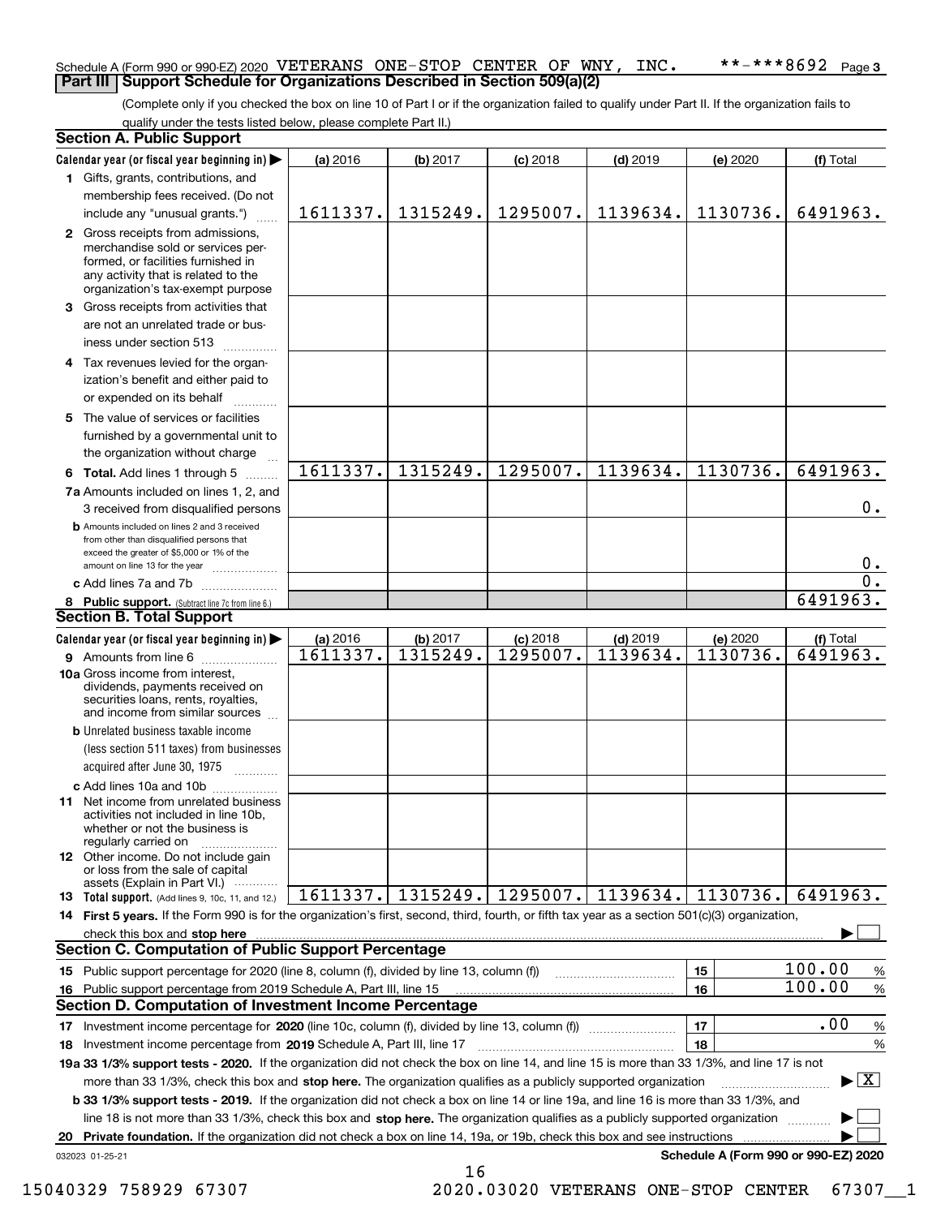Schedule A (Form 990 or 990-EZ) 2020 VETERANS ONE-STOP CENTER OF WNY, INC. **-***8692 Page 3

## Part III Support Schedule for Organizations Described in Section 509(a)(2)

(Complete only if you checked the box on line 10 of Part I or if the organization failed to qualify under Part II. If the organization fails to qualify under the tests listed below, please complete Part II.)

### Section A. Public Support

| Calendar year (or fiscal year beginning in) | (a) 2016 | (b) 2017 | (c) 2018 | (d) 2019 | (e) 2020 | (f) Total |
|---|---|---|---|---|---|---|
| 1 Gifts, grants, contributions, and membership fees received. (Do not include any "unusual grants.") | 1611337. | 1315249. | 1295007. | 1139634. | 1130736. | 6491963. |
| 2 Gross receipts from admissions, merchandise sold or services performed, or facilities furnished in any activity that is related to the organization's tax-exempt purpose | | | | | | |
| 3 Gross receipts from activities that are not an unrelated trade or business under section 513 | | | | | | |
| 4 Tax revenues levied for the organization's benefit and either paid to or expended on its behalf | | | | | | |
| 5 The value of services or facilities furnished by a governmental unit to the organization without charge | | | | | | |
| 6 **Total.** Add lines 1 through 5 | 1611337. | 1315249. | 1295007. | 1139634. | 1130736. | 6491963. |
| 7a Amounts included on lines 1, 2, and 3 received from disqualified persons | | | | | | 0. |
| b Amounts included on lines 2 and 3 received from other than disqualified persons that exceed the greater of $5,000 or 1% of the amount on line 13 for the year | | | | | | 0. |
| c Add lines 7a and 7b | | | | | | 0. |
| 8 **Public support.** (Subtract line 7c from line 6.) | | | | | | 6491963. |

### Section B. Total Support

| Calendar year (or fiscal year beginning in) | (a) 2016 | (b) 2017 | (c) 2018 | (d) 2019 | (e) 2020 | (f) Total |
|---|---|---|---|---|---|---|
| 9 Amounts from line 6 | 1611337. | 1315249. | 1295007. | 1139634. | 1130736. | 6491963. |
| 10a Gross income from interest, dividends, payments received on securities loans, rents, royalties, and income from similar sources | | | | | | |
| b Unrelated business taxable income (less section 511 taxes) from businesses acquired after June 30, 1975 | | | | | | |
| c Add lines 10a and 10b | | | | | | |
| 11 Net income from unrelated business activities not included in line 10b, whether or not the business is regularly carried on | | | | | | |
| 12 Other income. Do not include gain or loss from the sale of capital assets (Explain in Part VI.) | | | | | | |
| 13 **Total support.** (Add lines 9, 10c, 11, and 12.) | 1611337. | 1315249. | 1295007. | 1139634. | 1130736. | 6491963. |

14 **First 5 years.** If the Form 990 is for the organization's first, second, third, fourth, or fifth tax year as a section 501(c)(3) organization, check this box and **stop here** ☐

### Section C. Computation of Public Support Percentage

| | | | |
|---|---|---|---|
| 15 Public support percentage for 2020 (line 8, column (f), divided by line 13, column (f)) | 15 | 100.00 | % |
| 16 Public support percentage from 2019 Schedule A, Part III, line 15 | 16 | 100.00 | % |

### Section D. Computation of Investment Income Percentage

| | | | |
|---|---|---|---|
| 17 Investment income percentage for **2020** (line 10c, column (f), divided by line 13, column (f)) | 17 | .00 | % |
| 18 Investment income percentage from **2019** Schedule A, Part III, line 17 | 18 | | % |

**19a 33 1/3% support tests - 2020.** If the organization did not check the box on line 14, and line 15 is more than 33 1/3%, and line 17 is not more than 33 1/3%, check this box and **stop here.** The organization qualifies as a publicly supported organization ☒

**b 33 1/3% support tests - 2019.** If the organization did not check a box on line 14 or line 19a, and line 16 is more than 33 1/3%, and line 18 is not more than 33 1/3%, check this box and **stop here.** The organization qualifies as a publicly supported organization ☐

**20 Private foundation.** If the organization did not check a box on line 14, 19a, or 19b, check this box and see instructions ☐

032023 01-25-21 **Schedule A (Form 990 or 990-EZ) 2020**

15040329 758929 67307 2020.03020 VETERANS ONE-STOP CENTER 67307__1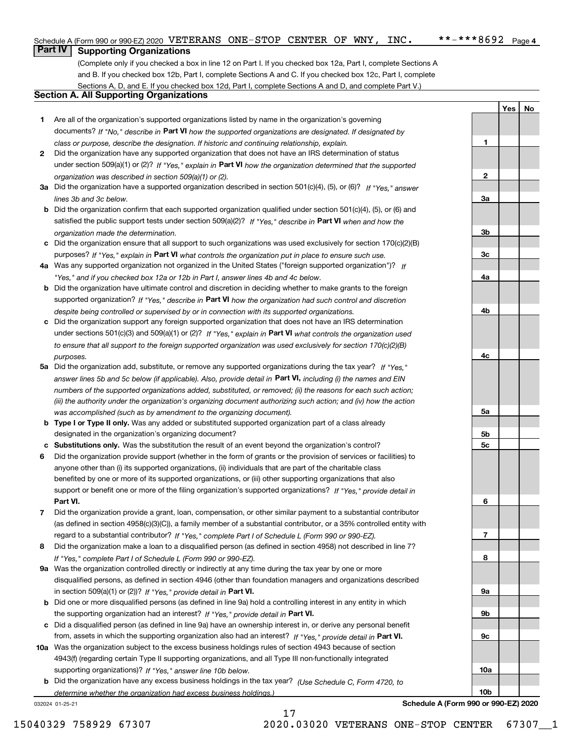Schedule A (Form 990 or 990-EZ) 2020 VETERANS ONE-STOP CENTER OF WNY, INC. **-***8692 Page 4

## Part IV Supporting Organizations

(Complete only if you checked a box in line 12 on Part I. If you checked box 12a, Part I, complete Sections A and B. If you checked box 12b, Part I, complete Sections A and C. If you checked box 12c, Part I, complete Sections A, D, and E. If you checked box 12d, Part I, complete Sections A and D, and complete Part V.)

### Section A. All Supporting Organizations

| | | | Yes | No |
|---|---|---|---|---|
| 1 | Are all of the organization's supported organizations listed by name in the organization's governing documents? *If "No," describe in* **Part VI** *how the supported organizations are designated. If designated by class or purpose, describe the designation. If historic and continuing relationship, explain.* | 1 | | |
| 2 | Did the organization have any supported organization that does not have an IRS determination of status under section 509(a)(1) or (2)? *If "Yes," explain in* **Part VI** *how the organization determined that the supported organization was described in section 509(a)(1) or (2).* | 2 | | |
| 3a | Did the organization have a supported organization described in section 501(c)(4), (5), or (6)? *If "Yes," answer lines 3b and 3c below.* | 3a | | |
| b | Did the organization confirm that each supported organization qualified under section 501(c)(4), (5), or (6) and satisfied the public support tests under section 509(a)(2)? *If "Yes," describe in* **Part VI** *when and how the organization made the determination.* | 3b | | |
| c | Did the organization ensure that all support to such organizations was used exclusively for section 170(c)(2)(B) purposes? *If "Yes," explain in* **Part VI** *what controls the organization put in place to ensure such use.* | 3c | | |
| 4a | Was any supported organization not organized in the United States ("foreign supported organization")? *If "Yes," and if you checked box 12a or 12b in Part I, answer lines 4b and 4c below.* | 4a | | |
| b | Did the organization have ultimate control and discretion in deciding whether to make grants to the foreign supported organization? *If "Yes," describe in* **Part VI** *how the organization had such control and discretion despite being controlled or supervised by or in connection with its supported organizations.* | 4b | | |
| c | Did the organization support any foreign supported organization that does not have an IRS determination under sections 501(c)(3) and 509(a)(1) or (2)? *If "Yes," explain in* **Part VI** *what controls the organization used to ensure that all support to the foreign supported organization was used exclusively for section 170(c)(2)(B) purposes.* | 4c | | |
| 5a | Did the organization add, substitute, or remove any supported organizations during the tax year? *If "Yes," answer lines 5b and 5c below (if applicable). Also, provide detail in* **Part VI,** *including (i) the names and EIN numbers of the supported organizations added, substituted, or removed; (ii) the reasons for each such action; (iii) the authority under the organization's organizing document authorizing such action; and (iv) how the action was accomplished (such as by amendment to the organizing document).* | 5a | | |
| b | **Type I or Type II only.** Was any added or substituted supported organization part of a class already designated in the organization's organizing document? | 5b | | |
| c | **Substitutions only.** Was the substitution the result of an event beyond the organization's control? | 5c | | |
| 6 | Did the organization provide support (whether in the form of grants or the provision of services or facilities) to anyone other than (i) its supported organizations, (ii) individuals that are part of the charitable class benefited by one or more of its supported organizations, or (iii) other supporting organizations that also support or benefit one or more of the filing organization's supported organizations? *If "Yes," provide detail in* **Part VI.** | 6 | | |
| 7 | Did the organization provide a grant, loan, compensation, or other similar payment to a substantial contributor (as defined in section 4958(c)(3)(C)), a family member of a substantial contributor, or a 35% controlled entity with regard to a substantial contributor? *If "Yes," complete Part I of Schedule L (Form 990 or 990-EZ).* | 7 | | |
| 8 | Did the organization make a loan to a disqualified person (as defined in section 4958) not described in line 7? *If "Yes," complete Part I of Schedule L (Form 990 or 990-EZ).* | 8 | | |
| 9a | Was the organization controlled directly or indirectly at any time during the tax year by one or more disqualified persons, as defined in section 4946 (other than foundation managers and organizations described in section 509(a)(1) or (2))? *If "Yes," provide detail in* **Part VI.** | 9a | | |
| b | Did one or more disqualified persons (as defined in line 9a) hold a controlling interest in any entity in which the supporting organization had an interest? *If "Yes," provide detail in* **Part VI.** | 9b | | |
| c | Did a disqualified person (as defined in line 9a) have an ownership interest in, or derive any personal benefit from, assets in which the supporting organization also had an interest? *If "Yes," provide detail in* **Part VI.** | 9c | | |
| 10a | Was the organization subject to the excess business holdings rules of section 4943 because of section 4943(f) (regarding certain Type II supporting organizations, and all Type III non-functionally integrated supporting organizations)? *If "Yes," answer line 10b below.* | 10a | | |
| b | Did the organization have any excess business holdings in the tax year? *(Use Schedule C, Form 4720, to determine whether the organization had excess business holdings.)* | 10b | | |

032024 01-25-21 **Schedule A (Form 990 or 990-EZ) 2020**

15040329 758929 67307 2020.03020 VETERANS ONE-STOP CENTER 67307__1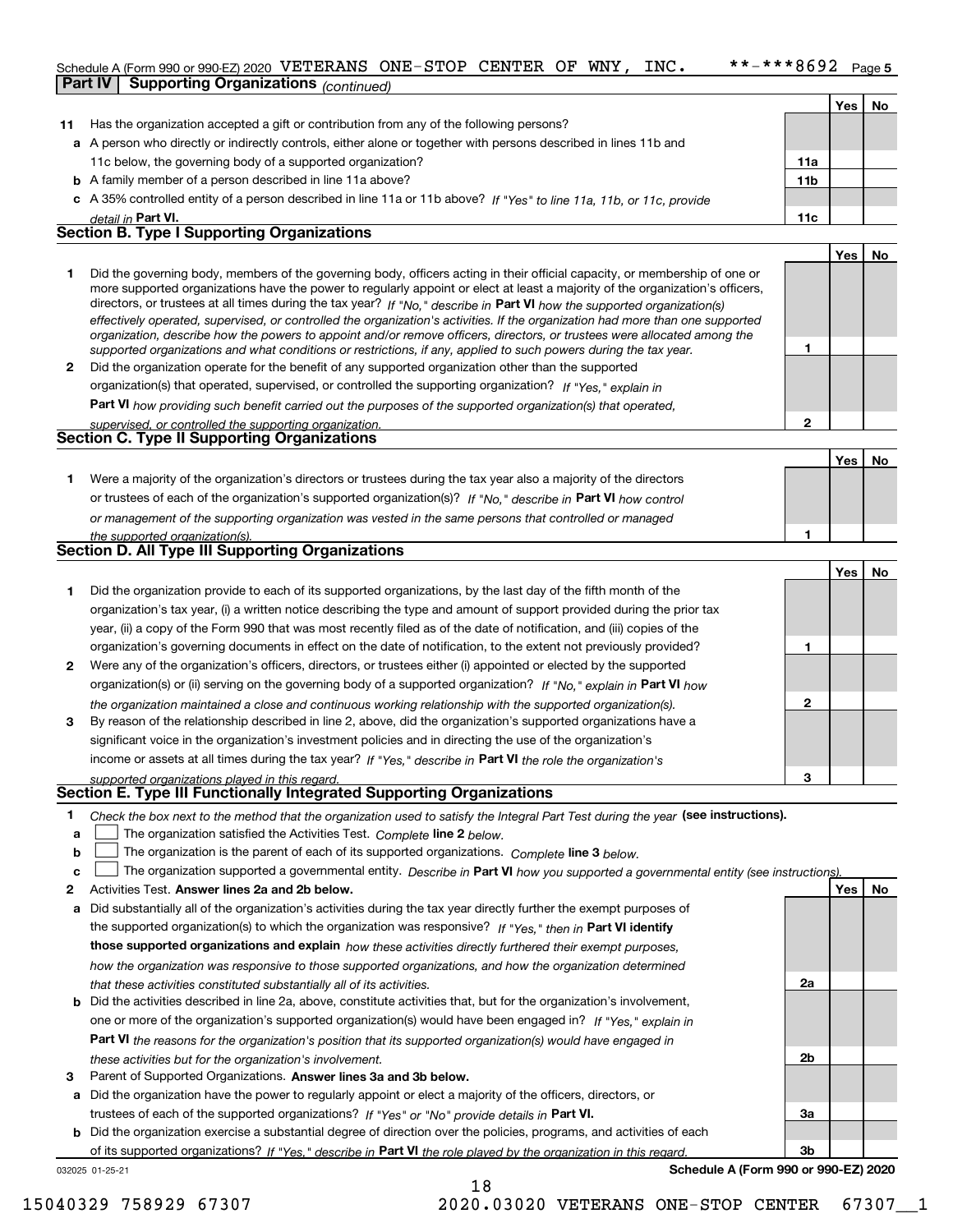Schedule A (Form 990 or 990-EZ) 2020 VETERANS ONE-STOP CENTER OF WNY, INC. **-***8692 Page 5

## Part IV Supporting Organizations *(continued)*

| | | | Yes | No |
|---|---|---|---|---|
| **11** | Has the organization accepted a gift or contribution from any of the following persons? | | | |
| **a** | A person who directly or indirectly controls, either alone or together with persons described in lines 11b and 11c below, the governing body of a supported organization? | 11a | | |
| **b** | A family member of a person described in line 11a above? | 11b | | |
| **c** | A 35% controlled entity of a person described in line 11a or 11b above? *If "Yes" to line 11a, 11b, or 11c, provide detail in* **Part VI.** | 11c | | |

### Section B. Type I Supporting Organizations

| | | | Yes | No |
|---|---|---|---|---|
| **1** | Did the governing body, members of the governing body, officers acting in their official capacity, or membership of one or more supported organizations have the power to regularly appoint or elect at least a majority of the organization's officers, directors, or trustees at all times during the tax year? *If "No," describe in* **Part VI** *how the supported organization(s) effectively operated, supervised, or controlled the organization's activities. If the organization had more than one supported organization, describe how the powers to appoint and/or remove officers, directors, or trustees were allocated among the supported organizations and what conditions or restrictions, if any, applied to such powers during the tax year.* | 1 | | |
| **2** | Did the organization operate for the benefit of any supported organization other than the supported organization(s) that operated, supervised, or controlled the supporting organization? *If "Yes," explain in* **Part VI** *how providing such benefit carried out the purposes of the supported organization(s) that operated, supervised, or controlled the supporting organization.* | 2 | | |

### Section C. Type II Supporting Organizations

| | | | Yes | No |
|---|---|---|---|---|
| **1** | Were a majority of the organization's directors or trustees during the tax year also a majority of the directors or trustees of each of the organization's supported organization(s)? *If "No," describe in* **Part VI** *how control or management of the supporting organization was vested in the same persons that controlled or managed the supported organization(s).* | 1 | | |

### Section D. All Type III Supporting Organizations

| | | | Yes | No |
|---|---|---|---|---|
| **1** | Did the organization provide to each of its supported organizations, by the last day of the fifth month of the organization's tax year, (i) a written notice describing the type and amount of support provided during the prior tax year, (ii) a copy of the Form 990 that was most recently filed as of the date of notification, and (iii) copies of the organization's governing documents in effect on the date of notification, to the extent not previously provided? | 1 | | |
| **2** | Were any of the organization's officers, directors, or trustees either (i) appointed or elected by the supported organization(s) or (ii) serving on the governing body of a supported organization? *If "No," explain in* **Part VI** *how the organization maintained a close and continuous working relationship with the supported organization(s).* | 2 | | |
| **3** | By reason of the relationship described in line 2, above, did the organization's supported organizations have a significant voice in the organization's investment policies and in directing the use of the organization's income or assets at all times during the tax year? *If "Yes," describe in* **Part VI** *the role the organization's supported organizations played in this regard.* | 3 | | |

### Section E. Type III Functionally Integrated Supporting Organizations

**1** *Check the box next to the method that the organization used to satisfy the Integral Part Test during the year* **(see instructions).**

- **a** ☐ The organization satisfied the Activities Test. *Complete* **line 2** *below.*
- **b** ☐ The organization is the parent of each of its supported organizations. *Complete* **line 3** *below.*
- **c** ☐ The organization supported a governmental entity. *Describe in* **Part VI** *how you supported a governmental entity (see instructions).*

| | | | Yes | No |
|---|---|---|---|---|
| **2** | Activities Test. **Answer lines 2a and 2b below.** | | | |
| **a** | Did substantially all of the organization's activities during the tax year directly further the exempt purposes of the supported organization(s) to which the organization was responsive? *If "Yes," then in* **Part VI identify those supported organizations and explain** *how these activities directly furthered their exempt purposes, how the organization was responsive to those supported organizations, and how the organization determined that these activities constituted substantially all of its activities.* | 2a | | |
| **b** | Did the activities described in line 2a, above, constitute activities that, but for the organization's involvement, one or more of the organization's supported organization(s) would have been engaged in? *If "Yes," explain in* **Part VI** *the reasons for the organization's position that its supported organization(s) would have engaged in these activities but for the organization's involvement.* | 2b | | |
| **3** | Parent of Supported Organizations. **Answer lines 3a and 3b below.** | | | |
| **a** | Did the organization have the power to regularly appoint or elect a majority of the officers, directors, or trustees of each of the supported organizations? *If "Yes" or "No" provide details in* **Part VI.** | 3a | | |
| **b** | Did the organization exercise a substantial degree of direction over the policies, programs, and activities of each of its supported organizations? *If "Yes," describe in* **Part VI** *the role played by the organization in this regard.* | 3b | | |

032025 01-25-21 **Schedule A (Form 990 or 990-EZ) 2020**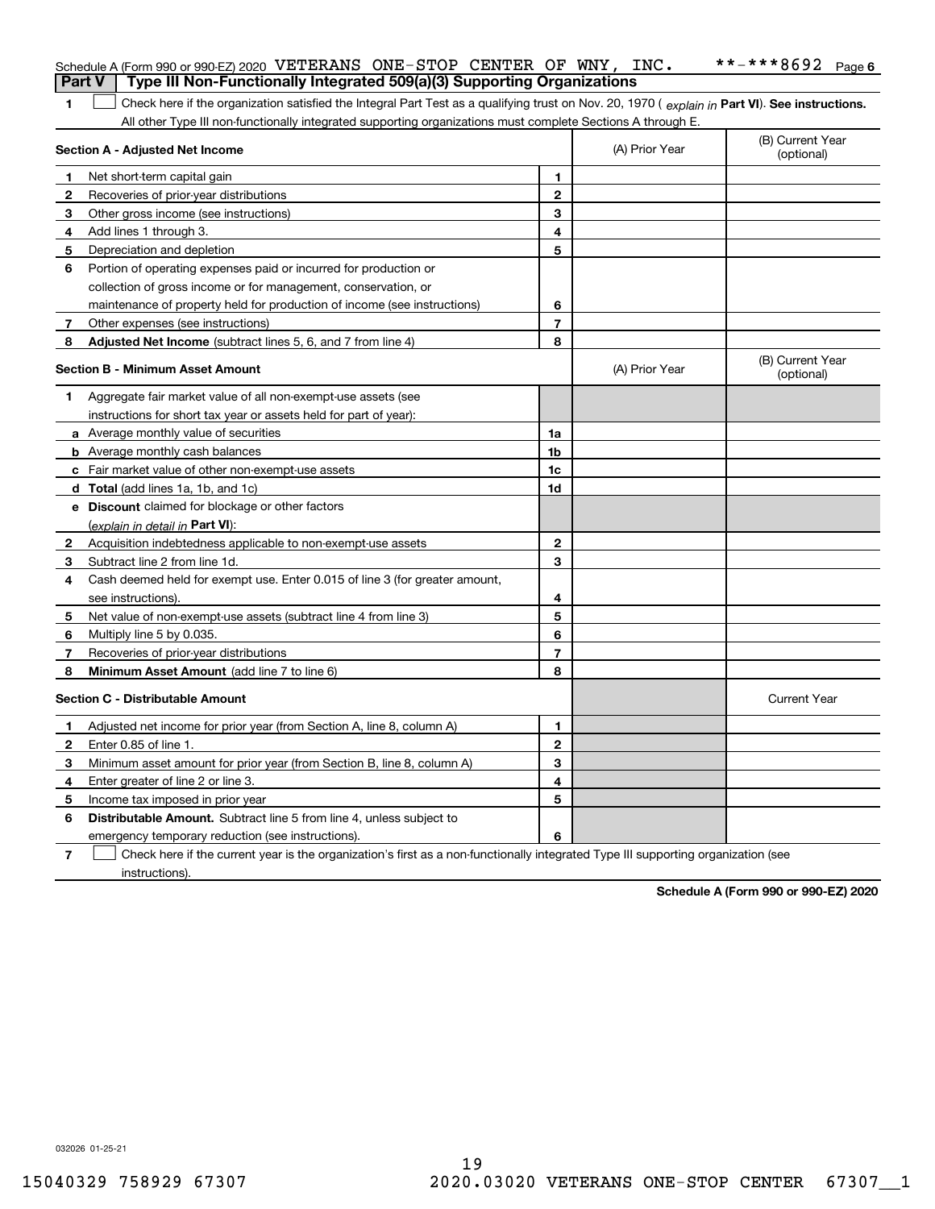Schedule A (Form 990 or 990-EZ) 2020 VETERANS ONE-STOP CENTER OF WNY, INC. **-***8692 Page 6

**Part V | Type III Non-Functionally Integrated 509(a)(3) Supporting Organizations**

1 ☐ Check here if the organization satisfied the Integral Part Test as a qualifying trust on Nov. 20, 1970 ( *explain in* **Part VI**). **See instructions.** All other Type III non-functionally integrated supporting organizations must complete Sections A through E.

| **Section A - Adjusted Net Income** | | | (A) Prior Year | (B) Current Year (optional) |
|---|---|---|---|---|
| 1 | Net short-term capital gain | 1 | | |
| 2 | Recoveries of prior-year distributions | 2 | | |
| 3 | Other gross income (see instructions) | 3 | | |
| 4 | Add lines 1 through 3. | 4 | | |
| 5 | Depreciation and depletion | 5 | | |
| 6 | Portion of operating expenses paid or incurred for production or collection of gross income or for management, conservation, or maintenance of property held for production of income (see instructions) | 6 | | |
| 7 | Other expenses (see instructions) | 7 | | |
| 8 | **Adjusted Net Income** (subtract lines 5, 6, and 7 from line 4) | 8 | | |

| **Section B - Minimum Asset Amount** | | | (A) Prior Year | (B) Current Year (optional) |
|---|---|---|---|---|
| 1 | Aggregate fair market value of all non-exempt-use assets (see instructions for short tax year or assets held for part of year): | | | |
| a | Average monthly value of securities | 1a | | |
| b | Average monthly cash balances | 1b | | |
| c | Fair market value of other non-exempt-use assets | 1c | | |
| d | **Total** (add lines 1a, 1b, and 1c) | 1d | | |
| e | **Discount** claimed for blockage or other factors (*explain in detail in* **Part VI**): | | | |
| 2 | Acquisition indebtedness applicable to non-exempt-use assets | 2 | | |
| 3 | Subtract line 2 from line 1d. | 3 | | |
| 4 | Cash deemed held for exempt use. Enter 0.015 of line 3 (for greater amount, see instructions). | 4 | | |
| 5 | Net value of non-exempt-use assets (subtract line 4 from line 3) | 5 | | |
| 6 | Multiply line 5 by 0.035. | 6 | | |
| 7 | Recoveries of prior-year distributions | 7 | | |
| 8 | **Minimum Asset Amount** (add line 7 to line 6) | 8 | | |

| **Section C - Distributable Amount** | | | | Current Year |
|---|---|---|---|---|
| 1 | Adjusted net income for prior year (from Section A, line 8, column A) | 1 | | |
| 2 | Enter 0.85 of line 1. | 2 | | |
| 3 | Minimum asset amount for prior year (from Section B, line 8, column A) | 3 | | |
| 4 | Enter greater of line 2 or line 3. | 4 | | |
| 5 | Income tax imposed in prior year | 5 | | |
| 6 | **Distributable Amount.** Subtract line 5 from line 4, unless subject to emergency temporary reduction (see instructions). | 6 | | |

7 ☐ Check here if the current year is the organization's first as a non-functionally integrated Type III supporting organization (see instructions).

**Schedule A (Form 990 or 990-EZ) 2020**

032026 01-25-21

15040329 758929 67307 2020.03020 VETERANS ONE-STOP CENTER 67307__1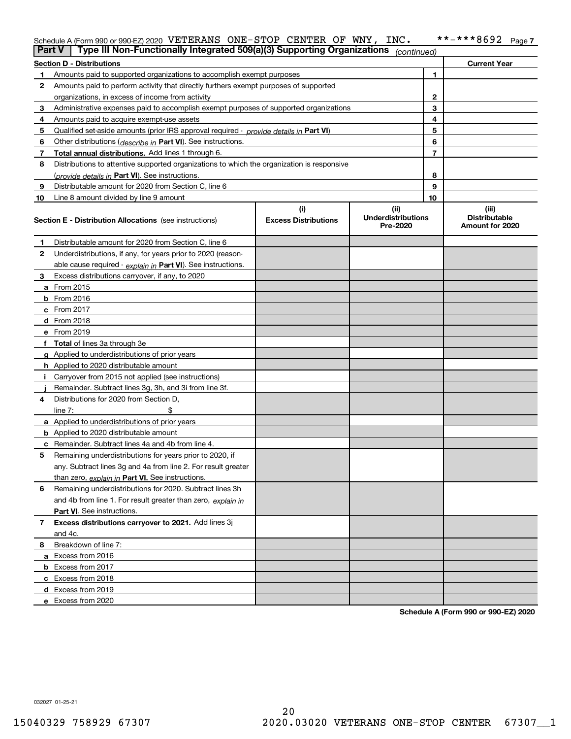Schedule A (Form 990 or 990-EZ) 2020 VETERANS ONE-STOP CENTER OF WNY, INC. **-***8692 Page 7

**Part V** Type III Non-Functionally Integrated 509(a)(3) Supporting Organizations *(continued)*

| Section D - Distributions | | Current Year |
|---|---|---|
| **1** Amounts paid to supported organizations to accomplish exempt purposes | 1 | |
| **2** Amounts paid to perform activity that directly furthers exempt purposes of supported organizations, in excess of income from activity | 2 | |
| **3** Administrative expenses paid to accomplish exempt purposes of supported organizations | 3 | |
| **4** Amounts paid to acquire exempt-use assets | 4 | |
| **5** Qualified set-aside amounts (prior IRS approval required - *provide details in* **Part VI**) | 5 | |
| **6** Other distributions (*describe in* **Part VI**). See instructions. | 6 | |
| **7** **Total annual distributions.** Add lines 1 through 6. | 7 | |
| **8** Distributions to attentive supported organizations to which the organization is responsive (*provide details in* **Part VI**). See instructions. | 8 | |
| **9** Distributable amount for 2020 from Section C, line 6 | 9 | |
| **10** Line 8 amount divided by line 9 amount | 10 | |

| **Section E - Distribution Allocations** (see instructions) | (i) Excess Distributions | (ii) Underdistributions Pre-2020 | (iii) Distributable Amount for 2020 |
|---|---|---|---|
| **1** Distributable amount for 2020 from Section C, line 6 | | | |
| **2** Underdistributions, if any, for years prior to 2020 (reasonable cause required - *explain in* **Part VI**). See instructions. | | | |
| **3** Excess distributions carryover, if any, to 2020 | | | |
| **a** From 2015 | | | |
| **b** From 2016 | | | |
| **c** From 2017 | | | |
| **d** From 2018 | | | |
| **e** From 2019 | | | |
| **f** **Total** of lines 3a through 3e | | | |
| **g** Applied to underdistributions of prior years | | | |
| **h** Applied to 2020 distributable amount | | | |
| **i** Carryover from 2015 not applied (see instructions) | | | |
| **j** Remainder. Subtract lines 3g, 3h, and 3i from line 3f. | | | |
| **4** Distributions for 2020 from Section D, line 7: $ | | | |
| **a** Applied to underdistributions of prior years | | | |
| **b** Applied to 2020 distributable amount | | | |
| **c** Remainder. Subtract lines 4a and 4b from line 4. | | | |
| **5** Remaining underdistributions for years prior to 2020, if any. Subtract lines 3g and 4a from line 2. For result greater than zero, *explain in* **Part VI.** See instructions. | | | |
| **6** Remaining underdistributions for 2020. Subtract lines 3h and 4b from line 1. For result greater than zero, *explain in* **Part VI**. See instructions. | | | |
| **7** **Excess distributions carryover to 2021.** Add lines 3j and 4c. | | | |
| **8** Breakdown of line 7: | | | |
| **a** Excess from 2016 | | | |
| **b** Excess from 2017 | | | |
| **c** Excess from 2018 | | | |
| **d** Excess from 2019 | | | |
| **e** Excess from 2020 | | | |

**Schedule A (Form 990 or 990-EZ) 2020**

032027 01-25-21

15040329 758929 67307 2020.03020 VETERANS ONE-STOP CENTER 67307__1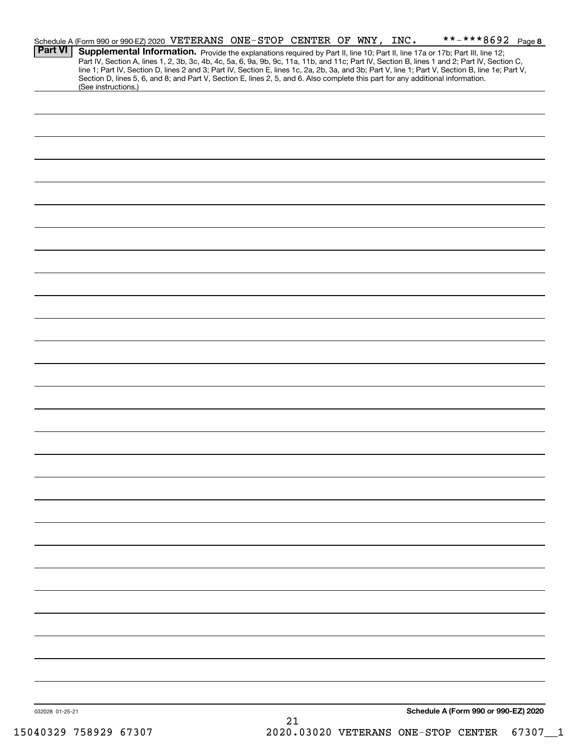Schedule A (Form 990 or 990-EZ) 2020 VETERANS ONE-STOP CENTER OF WNY, INC. **-***8692 Page 8

**Part VI** **Supplemental Information.** Provide the explanations required by Part II, line 10; Part II, line 17a or 17b; Part III, line 12; Part IV, Section A, lines 1, 2, 3b, 3c, 4b, 4c, 5a, 6, 9a, 9b, 9c, 11a, 11b, and 11c; Part IV, Section B, lines 1 and 2; Part IV, Section C, line 1; Part IV, Section D, lines 2 and 3; Part IV, Section E, lines 1c, 2a, 2b, 3a, and 3b; Part V, line 1; Part V, Section B, line 1e; Part V, Section D, lines 5, 6, and 8; and Part V, Section E, lines 2, 5, and 6. Also complete this part for any additional information. (See instructions.)

032028 01-25-21

**Schedule A (Form 990 or 990-EZ) 2020**

15040329 758929 67307 2020.03020 VETERANS ONE-STOP CENTER 67307__1